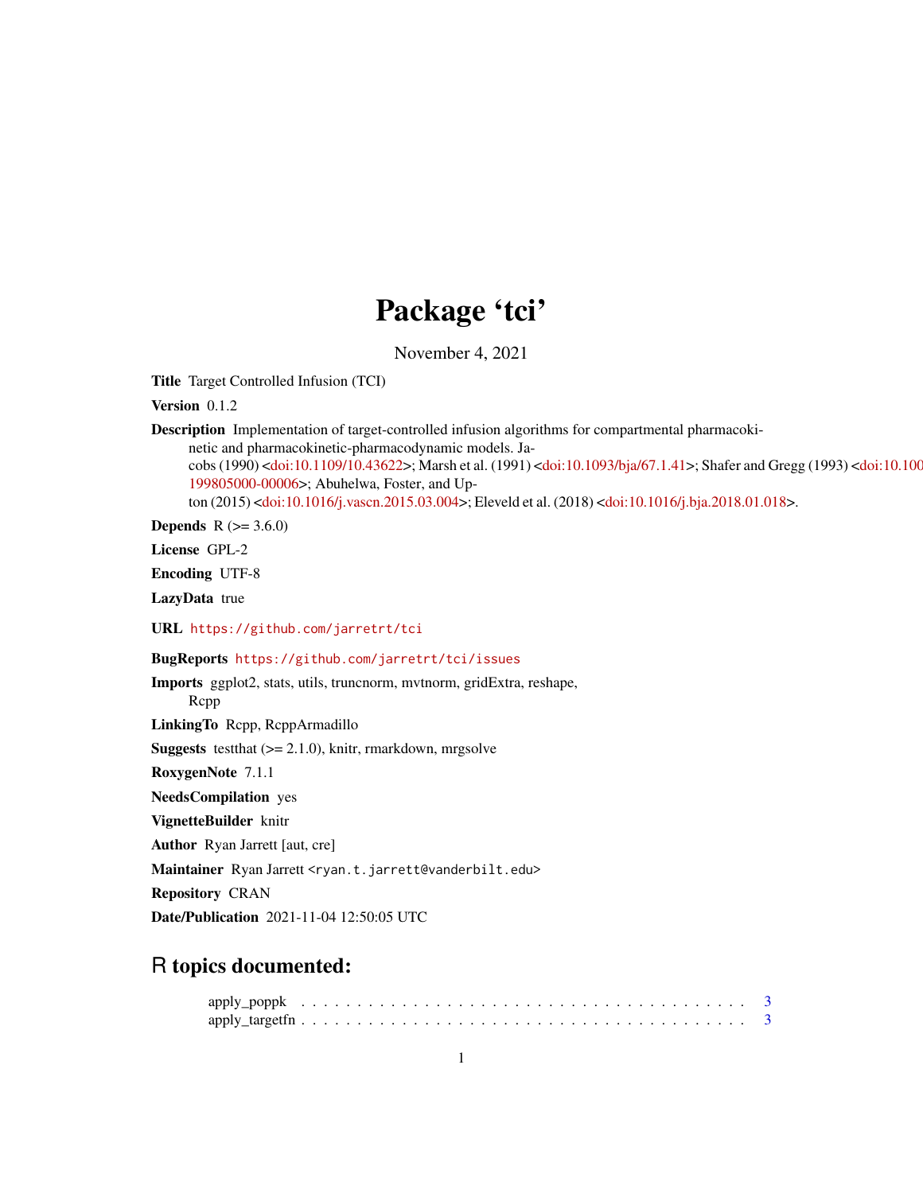# Package 'tci'

November 4, 2021

**Title** Target Controlled Infusion (TCI)

**Version** 0.1.2

**Description** Implementation of target-controlled infusion algorithms for compartmental pharmacokinetic and pharmacokinetic-pharmacodynamic models. Jacobs (1990) <doi:10.1109/10.43622>; Marsh et al. (1991) <doi:10.1093/bja/67.1.41>; Shafer and Gregg (1993) <doi:10.100 199805000-00006>; Abuhelwa, Foster, and Upton (2015) <doi:10.1016/j.vascn.2015.03.004>; Eleveld et al. (2018) <doi:10.1016/j.bja.2018.01.018>.

**Depends** R (>= 3.6.0)

**License** GPL-2

**Encoding** UTF-8

**LazyData** true

**URL** https://github.com/jarretrt/tci

**BugReports** https://github.com/jarretrt/tci/issues

**Imports** ggplot2, stats, utils, truncnorm, mvtnorm, gridExtra, reshape, Rcpp

**LinkingTo** Rcpp, RcppArmadillo

**Suggests** testthat (>= 2.1.0), knitr, rmarkdown, mrgsolve

**RoxygenNote** 7.1.1

**NeedsCompilation** yes

**VignetteBuilder** knitr

**Author** Ryan Jarrett [aut, cre]

**Maintainer** Ryan Jarrett <ryan.t.jarrett@vanderbilt.edu>

**Repository** CRAN

**Date/Publication** 2021-11-04 12:50:05 UTC

## R topics documented:

apply_poppk . . . . . . . . . . . . . . . . . . . . . . . . . . . . . . . . . . . . . . 3
apply_targetfn . . . . . . . . . . . . . . . . . . . . . . . . . . . . . . . . . . . . . 3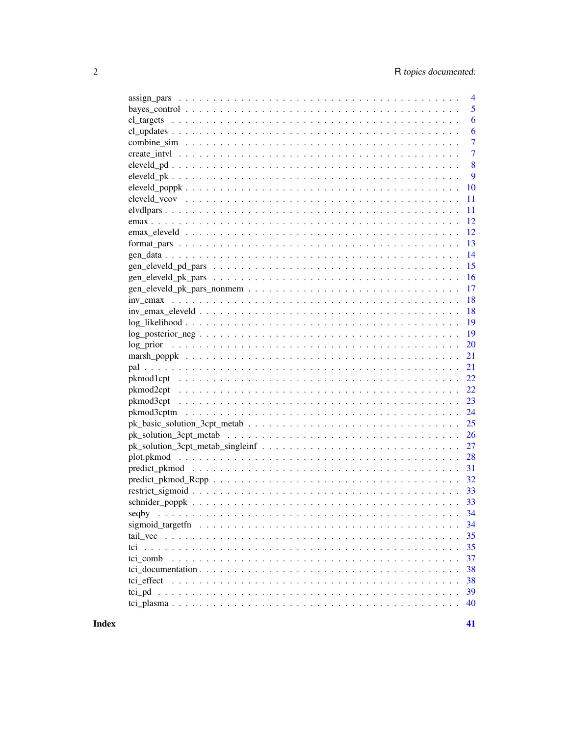| | |
|---|---|
| assign_pars | 4 |
| bayes_control | 5 |
| cl_targets | 6 |
| cl_updates | 6 |
| combine_sim | 7 |
| create_intvl | 7 |
| eleveld_pd | 8 |
| eleveld_pk | 9 |
| eleveld_poppk | 10 |
| eleveld_vcov | 11 |
| elvdlpars | 11 |
| emax | 12 |
| emax_eleveld | 12 |
| format_pars | 13 |
| gen_data | 14 |
| gen_eleveld_pd_pars | 15 |
| gen_eleveld_pk_pars | 16 |
| gen_eleveld_pk_pars_nonmem | 17 |
| inv_emax | 18 |
| inv_emax_eleveld | 18 |
| log_likelihood | 19 |
| log_posterior_neg | 19 |
| log_prior | 20 |
| marsh_poppk | 21 |
| pal | 21 |
| pkmod1cpt | 22 |
| pkmod2cpt | 22 |
| pkmod3cpt | 23 |
| pkmod3cptm | 24 |
| pk_basic_solution_3cpt_metab | 25 |
| pk_solution_3cpt_metab | 26 |
| pk_solution_3cpt_metab_singleinf | 27 |
| plot.pkmod | 28 |
| predict_pkmod | 31 |
| predict_pkmod_Rcpp | 32 |
| restrict_sigmoid | 33 |
| schnider_poppk | 33 |
| seqby | 34 |
| sigmoid_targetfn | 34 |
| tail_vec | 35 |
| tci | 35 |
| tci_comb | 37 |
| tci_documentation | 38 |
| tci_effect | 38 |
| tci_pd | 39 |
| tci_plasma | 40 |

**Index** **41**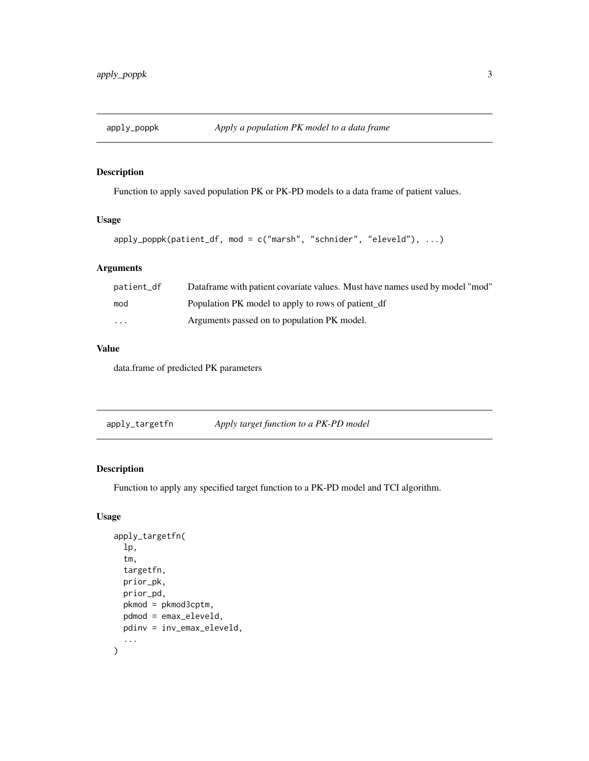## apply_poppk    *Apply a population PK model to a data frame*

### Description

Function to apply saved population PK or PK-PD models to a data frame of patient values.

### Usage

```
apply_poppk(patient_df, mod = c("marsh", "schnider", "eleveld"), ...)
```

### Arguments

| | |
|---|---|
| patient_df | Dataframe with patient covariate values. Must have names used by model "mod" |
| mod | Population PK model to apply to rows of patient_df |
| ... | Arguments passed on to population PK model. |

### Value

data.frame of predicted PK parameters

## apply_targetfn    *Apply target function to a PK-PD model*

### Description

Function to apply any specified target function to a PK-PD model and TCI algorithm.

### Usage

```
apply_targetfn(
  lp,
  tm,
  targetfn,
  prior_pk,
  prior_pd,
  pkmod = pkmod3cptm,
  pdmod = emax_eleveld,
  pdinv = inv_emax_eleveld,
  ...
)
```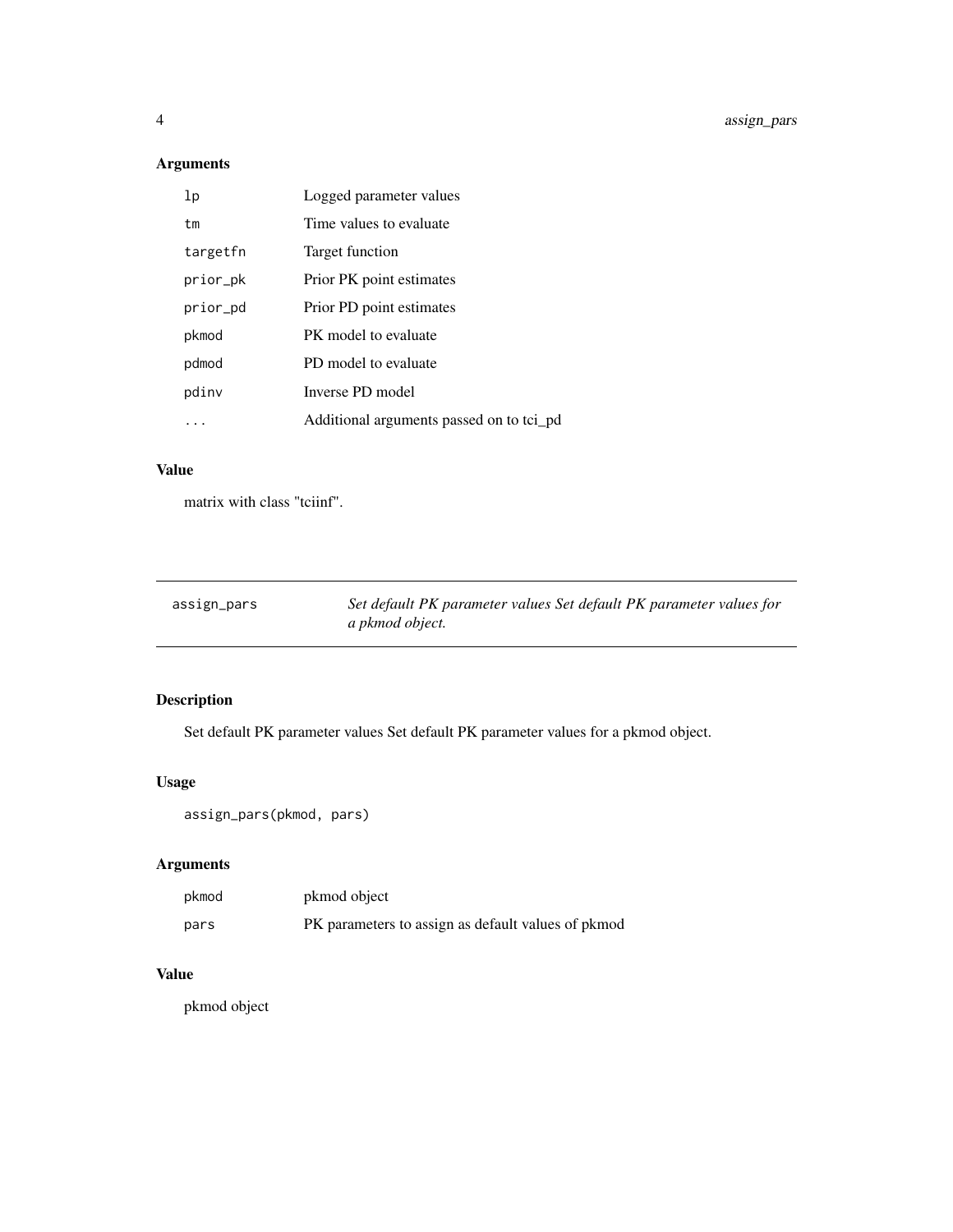### Arguments

| | |
|---|---|
| `lp` | Logged parameter values |
| `tm` | Time values to evaluate |
| `targetfn` | Target function |
| `prior_pk` | Prior PK point estimates |
| `prior_pd` | Prior PD point estimates |
| `pkmod` | PK model to evaluate |
| `pdmod` | PD model to evaluate |
| `pdinv` | Inverse PD model |
| `...` | Additional arguments passed on to tci_pd |

### Value

matrix with class "tciinf".

---

## assign_pars — *Set default PK parameter values Set default PK parameter values for a pkmod object.*

---

### Description

Set default PK parameter values Set default PK parameter values for a pkmod object.

### Usage

```
assign_pars(pkmod, pars)
```

### Arguments

| | |
|---|---|
| `pkmod` | pkmod object |
| `pars` | PK parameters to assign as default values of pkmod |

### Value

pkmod object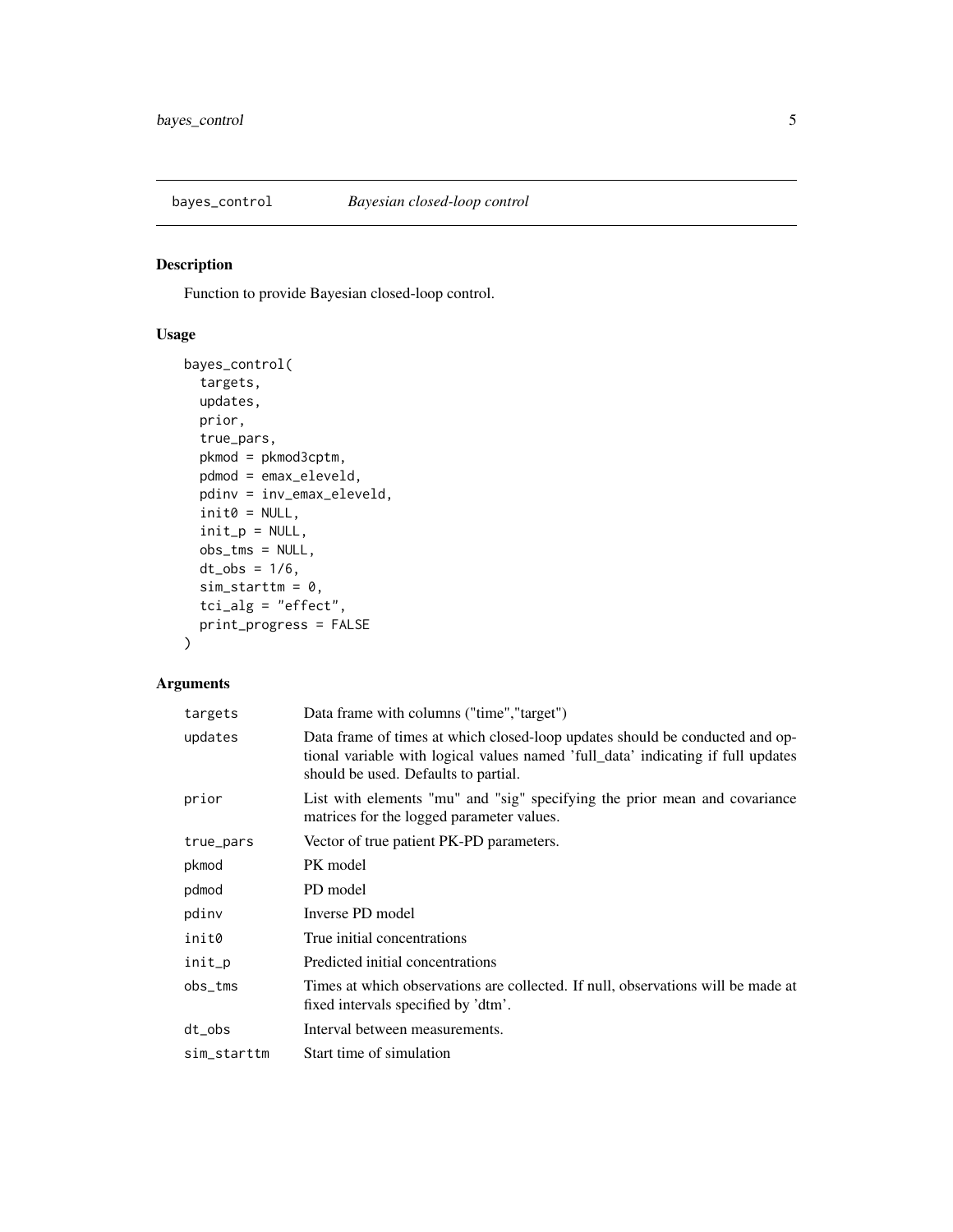# bayes_control *Bayesian closed-loop control*

## Description

Function to provide Bayesian closed-loop control.

## Usage

```
bayes_control(
  targets,
  updates,
  prior,
  true_pars,
  pkmod = pkmod3cptm,
  pdmod = emax_eleveld,
  pdinv = inv_emax_eleveld,
  init0 = NULL,
  init_p = NULL,
  obs_tms = NULL,
  dt_obs = 1/6,
  sim_starttm = 0,
  tci_alg = "effect",
  print_progress = FALSE
)
```

## Arguments

| | |
|---|---|
| targets | Data frame with columns ("time","target") |
| updates | Data frame of times at which closed-loop updates should be conducted and optional variable with logical values named 'full_data' indicating if full updates should be used. Defaults to partial. |
| prior | List with elements "mu" and "sig" specifying the prior mean and covariance matrices for the logged parameter values. |
| true_pars | Vector of true patient PK-PD parameters. |
| pkmod | PK model |
| pdmod | PD model |
| pdinv | Inverse PD model |
| init0 | True initial concentrations |
| init_p | Predicted initial concentrations |
| obs_tms | Times at which observations are collected. If null, observations will be made at fixed intervals specified by 'dtm'. |
| dt_obs | Interval between measurements. |
| sim_starttm | Start time of simulation |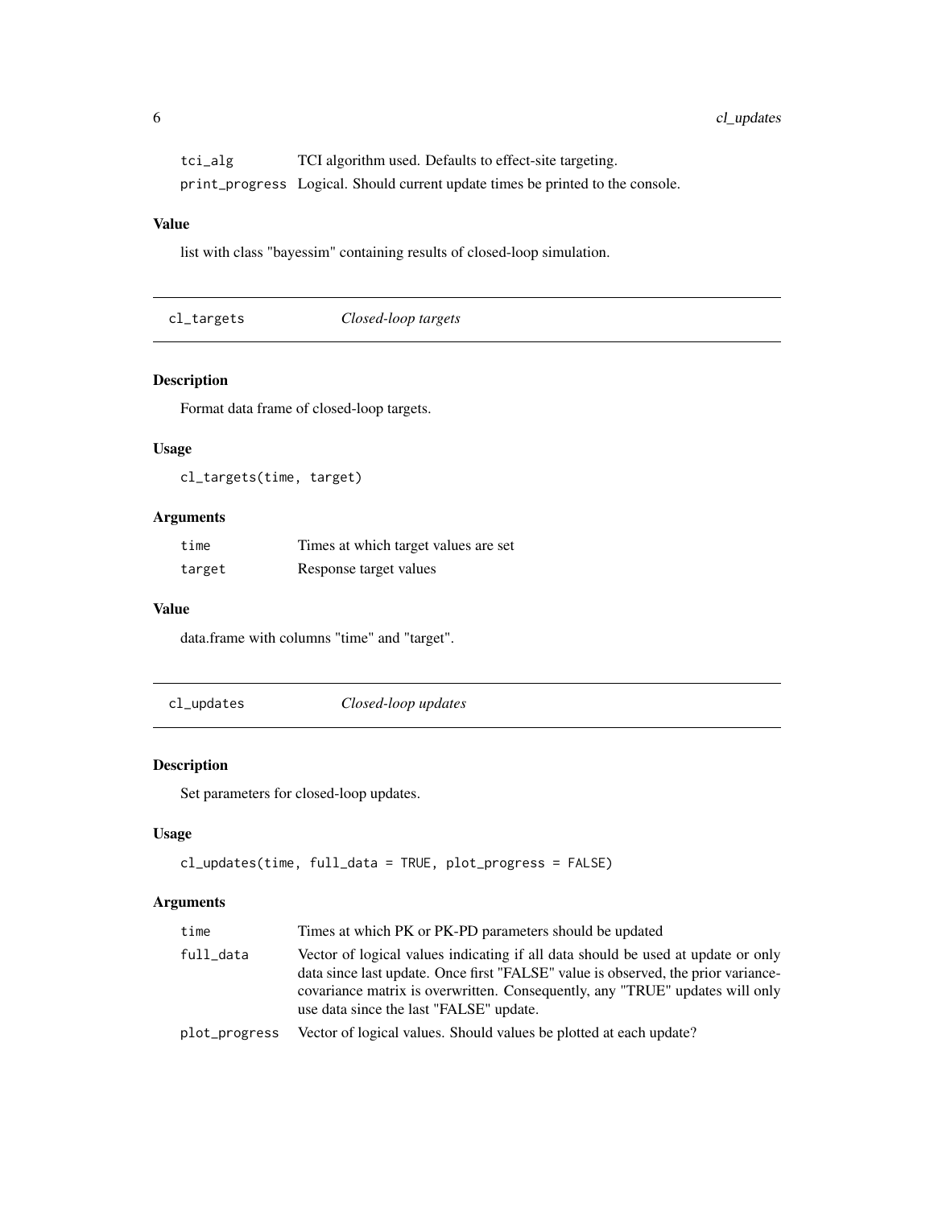| | |
|---|---|
| tci_alg | TCI algorithm used. Defaults to effect-site targeting. |
| print_progress | Logical. Should current update times be printed to the console. |

### Value

list with class "bayessim" containing results of closed-loop simulation.

## cl_targets *Closed-loop targets*

### Description

Format data frame of closed-loop targets.

### Usage

```
cl_targets(time, target)
```

### Arguments

| | |
|---|---|
| time | Times at which target values are set |
| target | Response target values |

### Value

data.frame with columns "time" and "target".

## cl_updates *Closed-loop updates*

### Description

Set parameters for closed-loop updates.

### Usage

```
cl_updates(time, full_data = TRUE, plot_progress = FALSE)
```

### Arguments

| | |
|---|---|
| time | Times at which PK or PK-PD parameters should be updated |
| full_data | Vector of logical values indicating if all data should be used at update or only data since last update. Once first "FALSE" value is observed, the prior variance-covariance matrix is overwritten. Consequently, any "TRUE" updates will only use data since the last "FALSE" update. |
| plot_progress | Vector of logical values. Should values be plotted at each update? |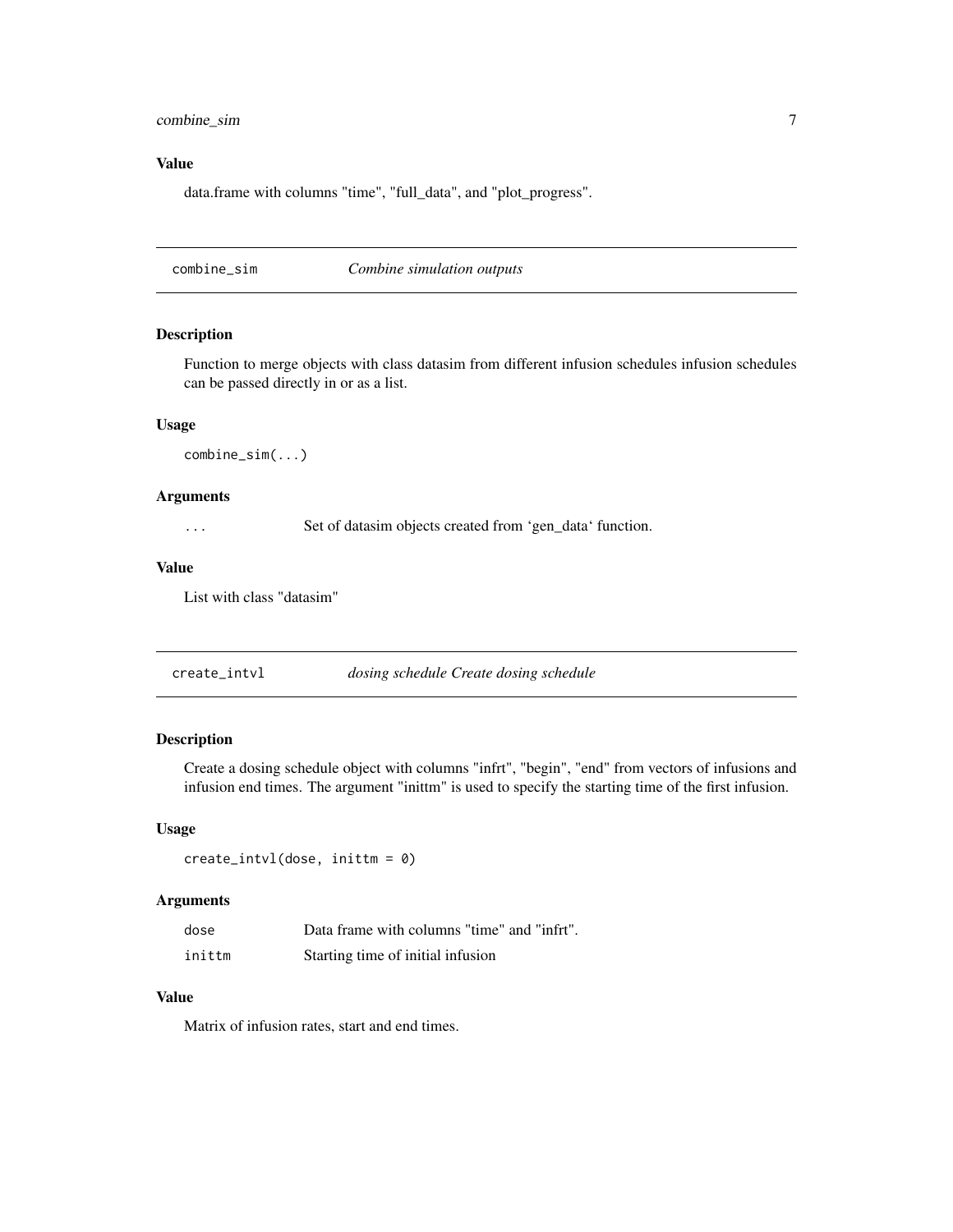### Value

data.frame with columns "time", "full_data", and "plot_progress".

---

## combine_sim *Combine simulation outputs*

### Description

Function to merge objects with class datasim from different infusion schedules infusion schedules can be passed directly in or as a list.

### Usage

```
combine_sim(...)
```

### Arguments

| | |
|---|---|
| `...` | Set of datasim objects created from 'gen_data' function. |

### Value

List with class "datasim"

---

## create_intvl *dosing schedule Create dosing schedule*

### Description

Create a dosing schedule object with columns "infrt", "begin", "end" from vectors of infusions and infusion end times. The argument "inittm" is used to specify the starting time of the first infusion.

### Usage

```
create_intvl(dose, inittm = 0)
```

### Arguments

| | |
|---|---|
| `dose` | Data frame with columns "time" and "infrt". |
| `inittm` | Starting time of initial infusion |

### Value

Matrix of infusion rates, start and end times.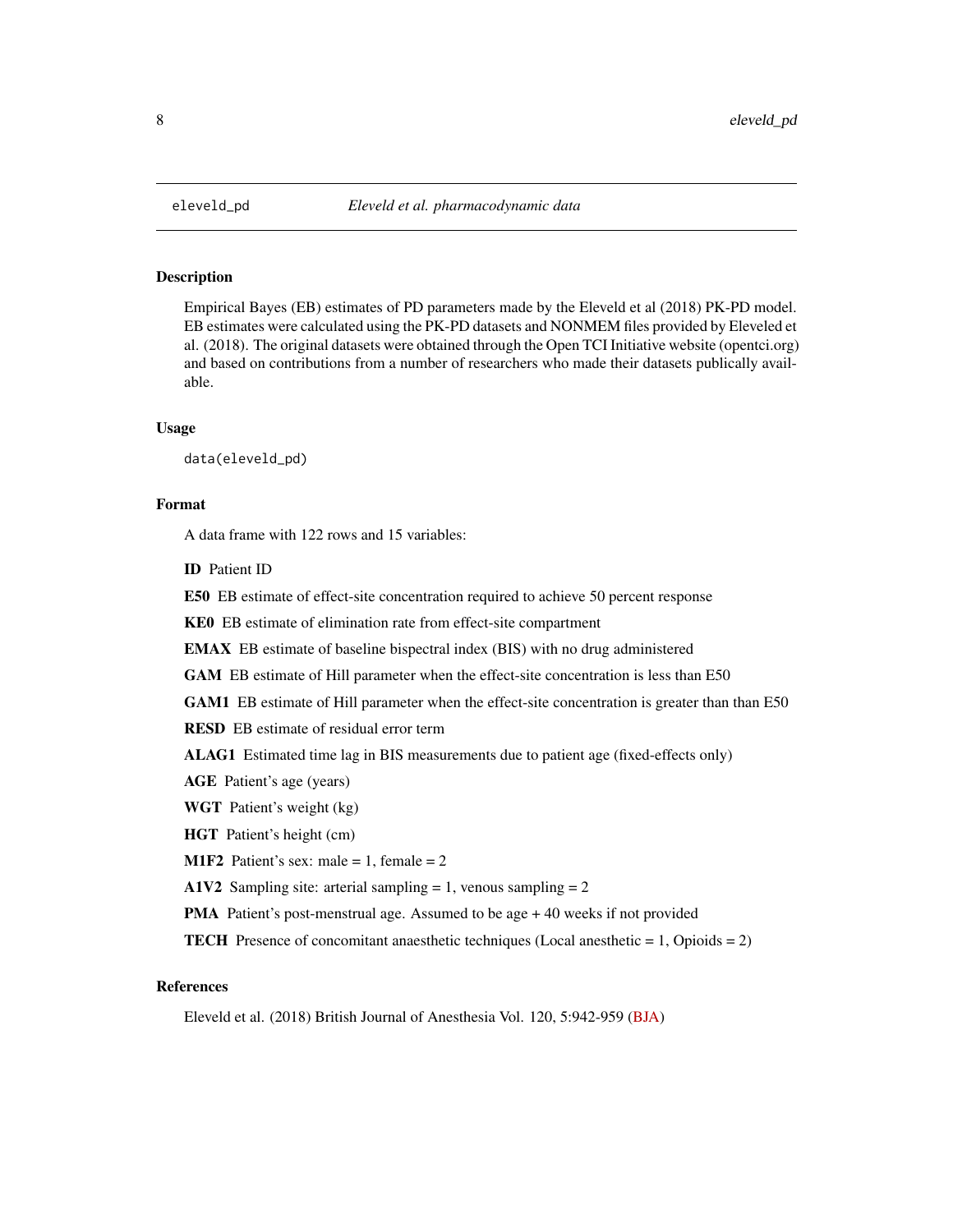`eleveld_pd` *Eleveld et al. pharmacodynamic data*

## Description

Empirical Bayes (EB) estimates of PD parameters made by the Eleveld et al (2018) PK-PD model. EB estimates were calculated using the PK-PD datasets and NONMEM files provided by Eleveled et al. (2018). The original datasets were obtained through the Open TCI Initiative website (opentci.org) and based on contributions from a number of researchers who made their datasets publically available.

## Usage

```
data(eleveld_pd)
```

## Format

A data frame with 122 rows and 15 variables:

**ID** Patient ID

**E50** EB estimate of effect-site concentration required to achieve 50 percent response

**KE0** EB estimate of elimination rate from effect-site compartment

**EMAX** EB estimate of baseline bispectral index (BIS) with no drug administered

**GAM** EB estimate of Hill parameter when the effect-site concentration is less than E50

**GAM1** EB estimate of Hill parameter when the effect-site concentration is greater than than E50

**RESD** EB estimate of residual error term

**ALAG1** Estimated time lag in BIS measurements due to patient age (fixed-effects only)

**AGE** Patient's age (years)

**WGT** Patient's weight (kg)

**HGT** Patient's height (cm)

**M1F2** Patient's sex: male = 1, female = 2

**A1V2** Sampling site: arterial sampling = 1, venous sampling = 2

**PMA** Patient's post-menstrual age. Assumed to be age + 40 weeks if not provided

**TECH** Presence of concomitant anaesthetic techniques (Local anesthetic = 1, Opioids = 2)

## References

Eleveld et al. (2018) British Journal of Anesthesia Vol. 120, 5:942-959 (BJA)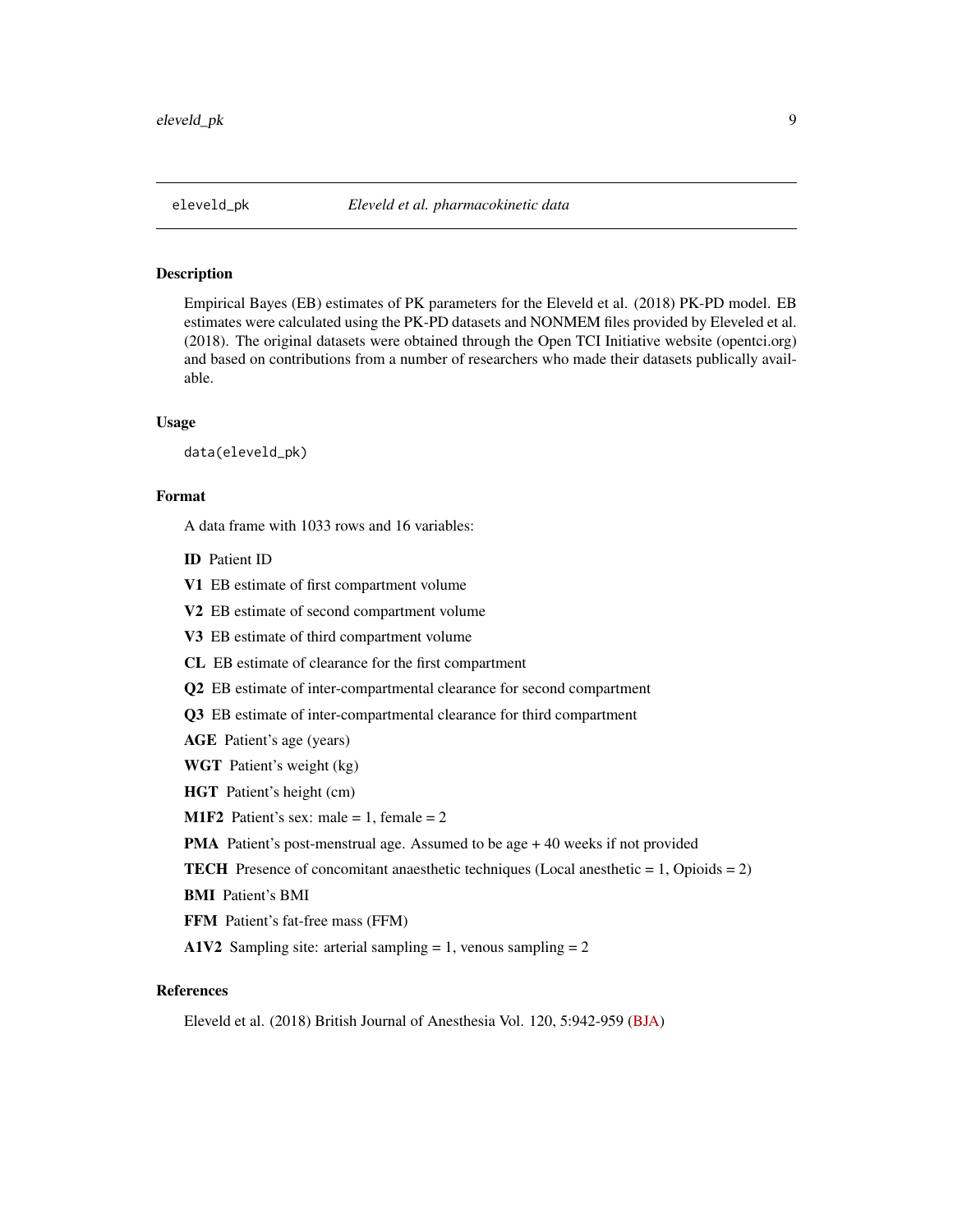## eleveld_pk *Eleveld et al. pharmacokinetic data*

### Description

Empirical Bayes (EB) estimates of PK parameters for the Eleveld et al. (2018) PK-PD model. EB estimates were calculated using the PK-PD datasets and NONMEM files provided by Eleveled et al. (2018). The original datasets were obtained through the Open TCI Initiative website (opentci.org) and based on contributions from a number of researchers who made their datasets publically available.

### Usage

```
data(eleveld_pk)
```

### Format

A data frame with 1033 rows and 16 variables:

**ID** Patient ID

**V1** EB estimate of first compartment volume

**V2** EB estimate of second compartment volume

**V3** EB estimate of third compartment volume

**CL** EB estimate of clearance for the first compartment

**Q2** EB estimate of inter-compartmental clearance for second compartment

**Q3** EB estimate of inter-compartmental clearance for third compartment

**AGE** Patient's age (years)

**WGT** Patient's weight (kg)

**HGT** Patient's height (cm)

**M1F2** Patient's sex: male = 1, female = 2

**PMA** Patient's post-menstrual age. Assumed to be age + 40 weeks if not provided

**TECH** Presence of concomitant anaesthetic techniques (Local anesthetic = 1, Opioids = 2)

**BMI** Patient's BMI

**FFM** Patient's fat-free mass (FFM)

**A1V2** Sampling site: arterial sampling = 1, venous sampling = 2

### References

Eleveld et al. (2018) British Journal of Anesthesia Vol. 120, 5:942-959 (BJA)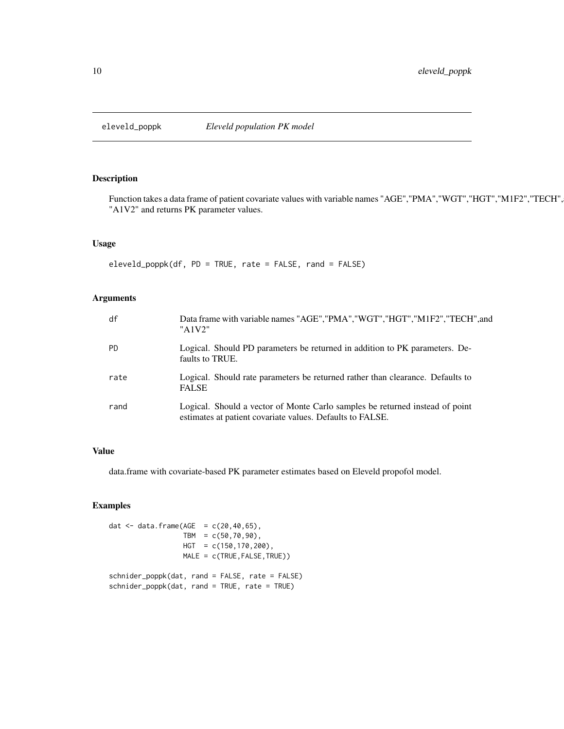eleveld_poppk *Eleveld population PK model*

## Description

Function takes a data frame of patient covariate values with variable names "AGE","PMA","WGT","HGT","M1F2","TECH",and "A1V2" and returns PK parameter values.

## Usage

```
eleveld_poppk(df, PD = TRUE, rate = FALSE, rand = FALSE)
```

## Arguments

| | |
|---|---|
| df | Data frame with variable names "AGE","PMA","WGT","HGT","M1F2","TECH",and "A1V2" |
| PD | Logical. Should PD parameters be returned in addition to PK parameters. Defaults to TRUE. |
| rate | Logical. Should rate parameters be returned rather than clearance. Defaults to FALSE |
| rand | Logical. Should a vector of Monte Carlo samples be returned instead of point estimates at patient covariate values. Defaults to FALSE. |

## Value

data.frame with covariate-based PK parameter estimates based on Eleveld propofol model.

## Examples

```
dat <- data.frame(AGE  = c(20,40,65),
                  TBM  = c(50,70,90),
                  HGT  = c(150,170,200),
                  MALE = c(TRUE,FALSE,TRUE))

schnider_poppk(dat, rand = FALSE, rate = FALSE)
schnider_poppk(dat, rand = TRUE, rate = TRUE)
```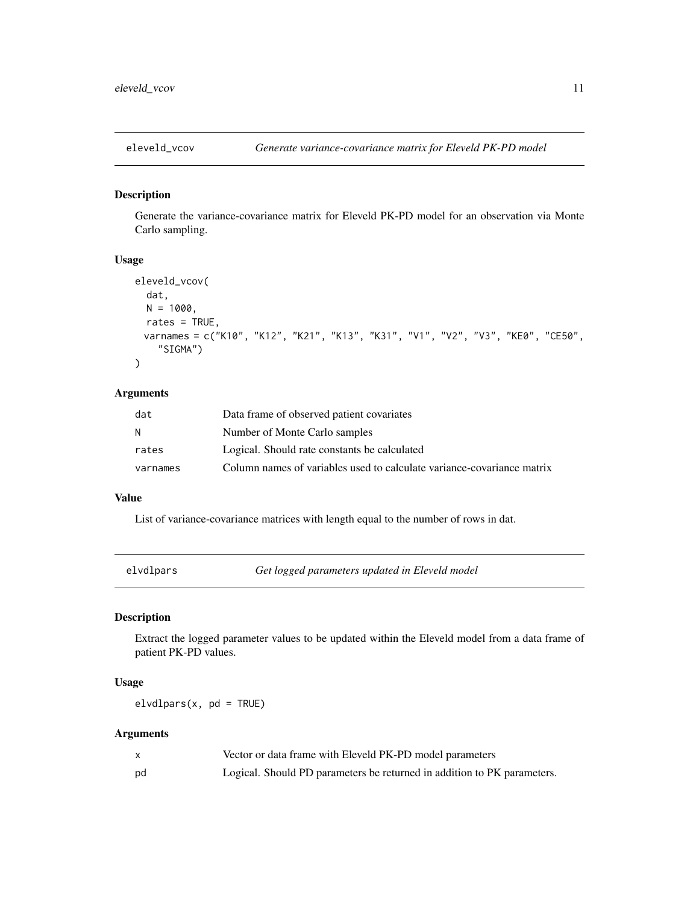## eleveld_vcov — *Generate variance-covariance matrix for Eleveld PK-PD model*

### Description

Generate the variance-covariance matrix for Eleveld PK-PD model for an observation via Monte Carlo sampling.

### Usage

```
eleveld_vcov(
  dat,
  N = 1000,
  rates = TRUE,
  varnames = c("K10", "K12", "K21", "K13", "K31", "V1", "V2", "V3", "KE0", "CE50",
    "SIGMA")
)
```

### Arguments

| | |
|---|---|
| dat | Data frame of observed patient covariates |
| N | Number of Monte Carlo samples |
| rates | Logical. Should rate constants be calculated |
| varnames | Column names of variables used to calculate variance-covariance matrix |

### Value

List of variance-covariance matrices with length equal to the number of rows in dat.

## elvdlpars — *Get logged parameters updated in Eleveld model*

### Description

Extract the logged parameter values to be updated within the Eleveld model from a data frame of patient PK-PD values.

### Usage

```
elvdlpars(x, pd = TRUE)
```

### Arguments

| | |
|---|---|
| x | Vector or data frame with Eleveld PK-PD model parameters |
| pd | Logical. Should PD parameters be returned in addition to PK parameters. |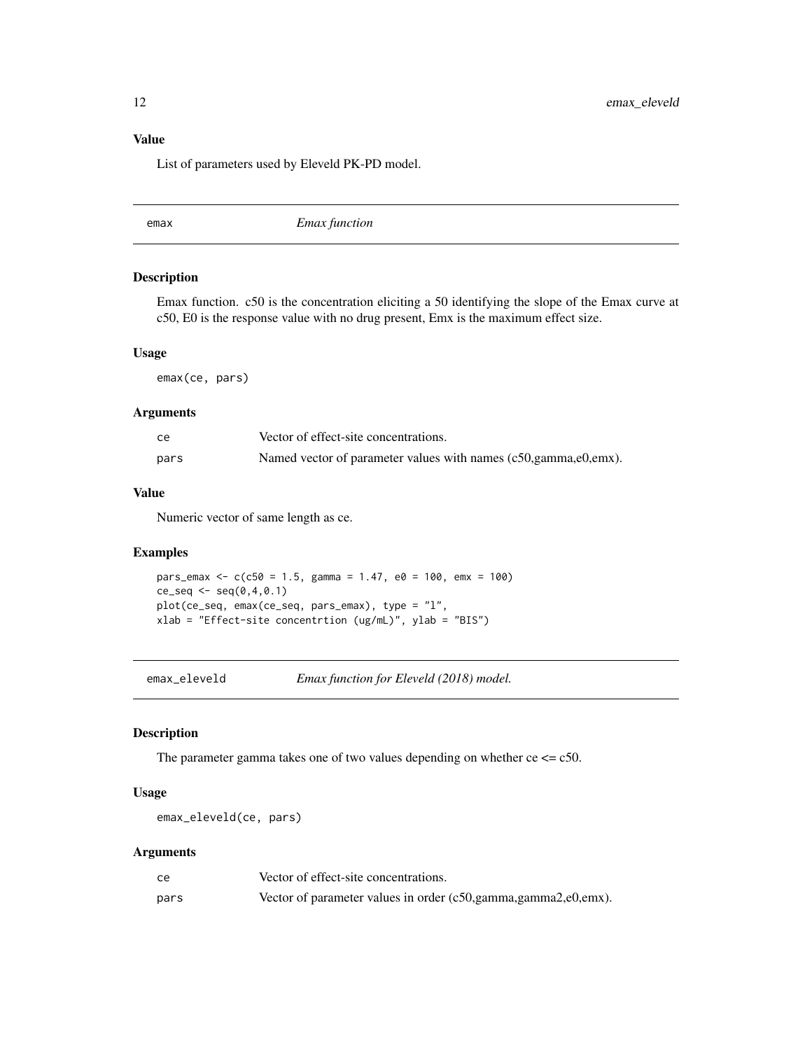### Value

List of parameters used by Eleveld PK-PD model.

---

## emax — *Emax function*

### Description

Emax function. c50 is the concentration eliciting a 50 identifying the slope of the Emax curve at c50, E0 is the response value with no drug present, Emx is the maximum effect size.

### Usage

```
emax(ce, pars)
```

### Arguments

| | |
|---|---|
| ce | Vector of effect-site concentrations. |
| pars | Named vector of parameter values with names (c50,gamma,e0,emx). |

### Value

Numeric vector of same length as ce.

### Examples

```
pars_emax <- c(c50 = 1.5, gamma = 1.47, e0 = 100, emx = 100)
ce_seq <- seq(0,4,0.1)
plot(ce_seq, emax(ce_seq, pars_emax), type = "l",
xlab = "Effect-site concentrtion (ug/mL)", ylab = "BIS")
```

---

## emax_eleveld — *Emax function for Eleveld (2018) model.*

### Description

The parameter gamma takes one of two values depending on whether ce <= c50.

### Usage

```
emax_eleveld(ce, pars)
```

### Arguments

| | |
|---|---|
| ce | Vector of effect-site concentrations. |
| pars | Vector of parameter values in order (c50,gamma,gamma2,e0,emx). |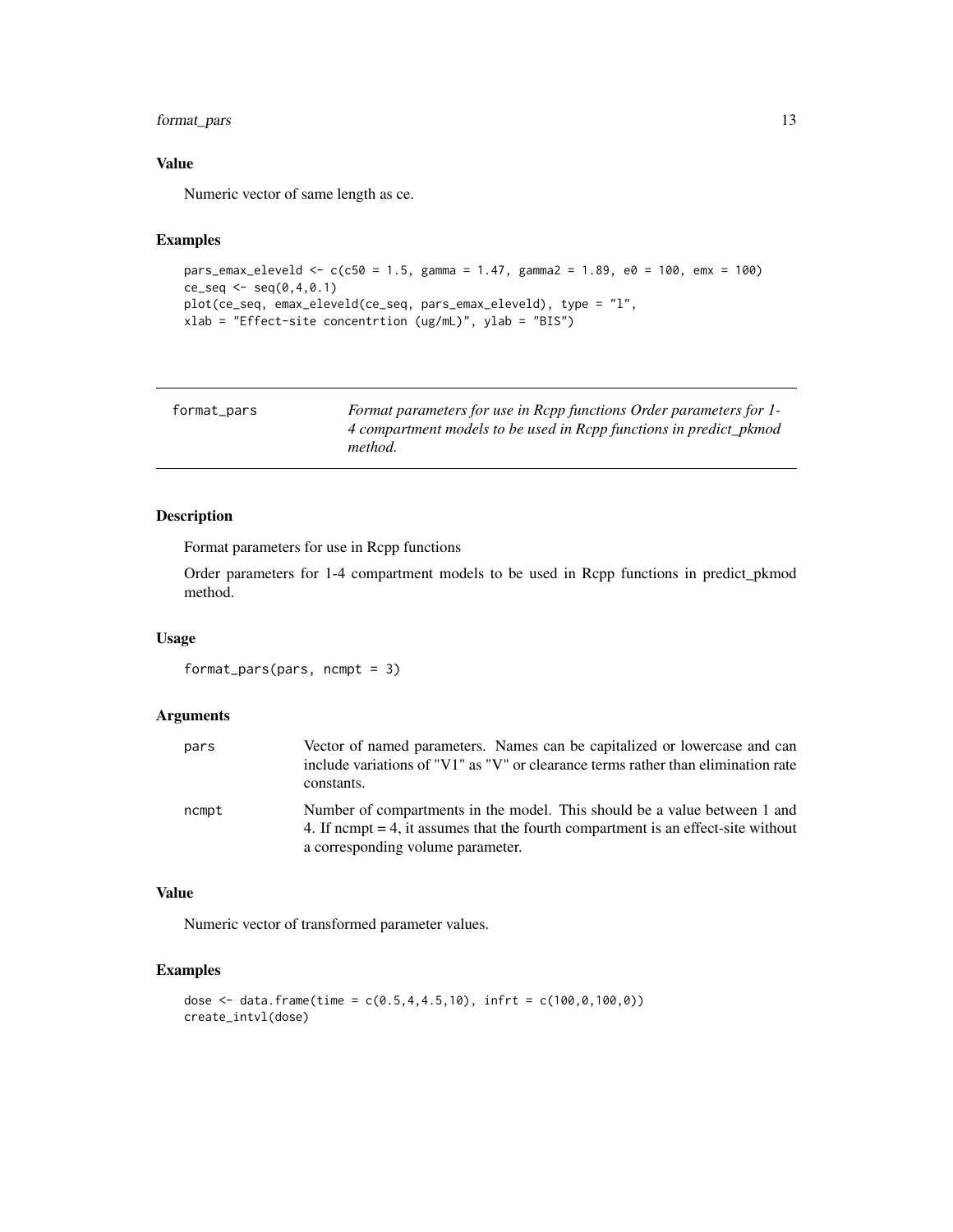### Value

Numeric vector of same length as ce.

### Examples

```
pars_emax_eleveld <- c(c50 = 1.5, gamma = 1.47, gamma2 = 1.89, e0 = 100, emx = 100)
ce_seq <- seq(0,4,0.1)
plot(ce_seq, emax_eleveld(ce_seq, pars_emax_eleveld), type = "l",
xlab = "Effect-site concentrtion (ug/mL)", ylab = "BIS")
```

---

## format_pars

*Format parameters for use in Rcpp functions Order parameters for 1-4 compartment models to be used in Rcpp functions in predict_pkmod method.*

---

### Description

Format parameters for use in Rcpp functions

Order parameters for 1-4 compartment models to be used in Rcpp functions in predict_pkmod method.

### Usage

```
format_pars(pars, ncmpt = 3)
```

### Arguments

| | |
|---|---|
| pars | Vector of named parameters. Names can be capitalized or lowercase and can include variations of "V1" as "V" or clearance terms rather than elimination rate constants. |
| ncmpt | Number of compartments in the model. This should be a value between 1 and 4. If ncmpt = 4, it assumes that the fourth compartment is an effect-site without a corresponding volume parameter. |

### Value

Numeric vector of transformed parameter values.

### Examples

```
dose <- data.frame(time = c(0.5,4,4.5,10), infrt = c(100,0,100,0))
create_intvl(dose)
```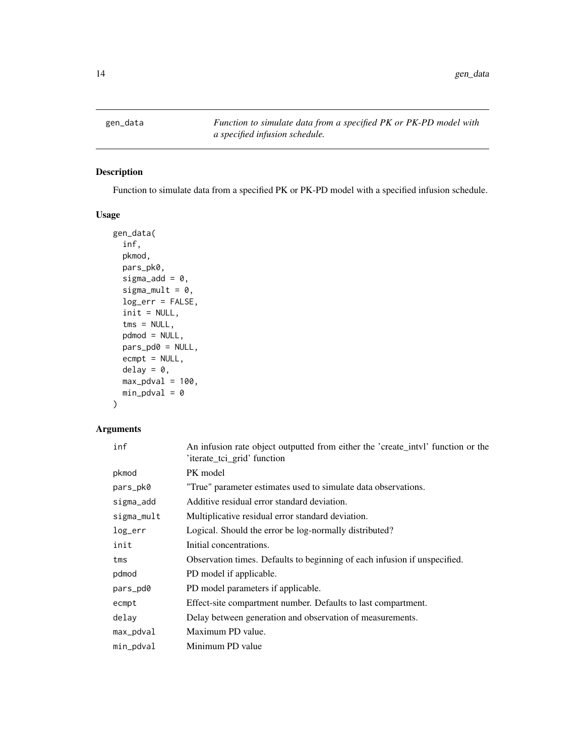# gen_data

*Function to simulate data from a specified PK or PK-PD model with a specified infusion schedule.*

## Description

Function to simulate data from a specified PK or PK-PD model with a specified infusion schedule.

## Usage

```
gen_data(
  inf,
  pkmod,
  pars_pk0,
  sigma_add = 0,
  sigma_mult = 0,
  log_err = FALSE,
  init = NULL,
  tms = NULL,
  pdmod = NULL,
  pars_pd0 = NULL,
  ecmpt = NULL,
  delay = 0,
  max_pdval = 100,
  min_pdval = 0
)
```

## Arguments

| Argument | Description |
|---|---|
| `inf` | An infusion rate object outputted from either the 'create_intvl' function or the 'iterate_tci_grid' function |
| `pkmod` | PK model |
| `pars_pk0` | "True" parameter estimates used to simulate data observations. |
| `sigma_add` | Additive residual error standard deviation. |
| `sigma_mult` | Multiplicative residual error standard deviation. |
| `log_err` | Logical. Should the error be log-normally distributed? |
| `init` | Initial concentrations. |
| `tms` | Observation times. Defaults to beginning of each infusion if unspecified. |
| `pdmod` | PD model if applicable. |
| `pars_pd0` | PD model parameters if applicable. |
| `ecmpt` | Effect-site compartment number. Defaults to last compartment. |
| `delay` | Delay between generation and observation of measurements. |
| `max_pdval` | Maximum PD value. |
| `min_pdval` | Minimum PD value |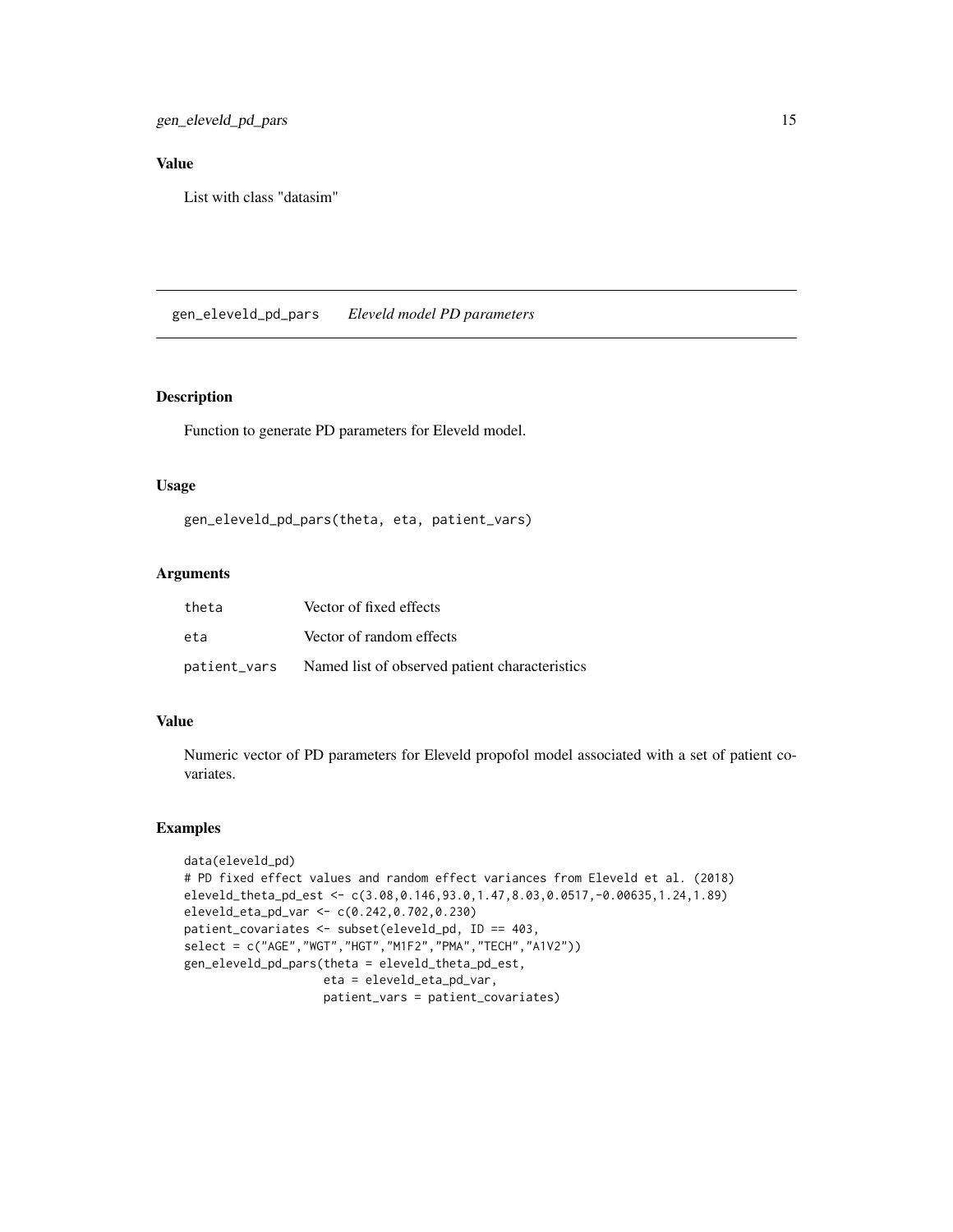### Value

List with class "datasim"

## gen_eleveld_pd_pars *Eleveld model PD parameters*

### Description

Function to generate PD parameters for Eleveld model.

### Usage

```
gen_eleveld_pd_pars(theta, eta, patient_vars)
```

### Arguments

| | |
|---|---|
| theta | Vector of fixed effects |
| eta | Vector of random effects |
| patient_vars | Named list of observed patient characteristics |

### Value

Numeric vector of PD parameters for Eleveld propofol model associated with a set of patient covariates.

### Examples

```
data(eleveld_pd)
# PD fixed effect values and random effect variances from Eleveld et al. (2018)
eleveld_theta_pd_est <- c(3.08,0.146,93.0,1.47,8.03,0.0517,-0.00635,1.24,1.89)
eleveld_eta_pd_var <- c(0.242,0.702,0.230)
patient_covariates <- subset(eleveld_pd, ID == 403,
select = c("AGE","WGT","HGT","M1F2","PMA","TECH","A1V2"))
gen_eleveld_pd_pars(theta = eleveld_theta_pd_est,
                    eta = eleveld_eta_pd_var,
                    patient_vars = patient_covariates)
```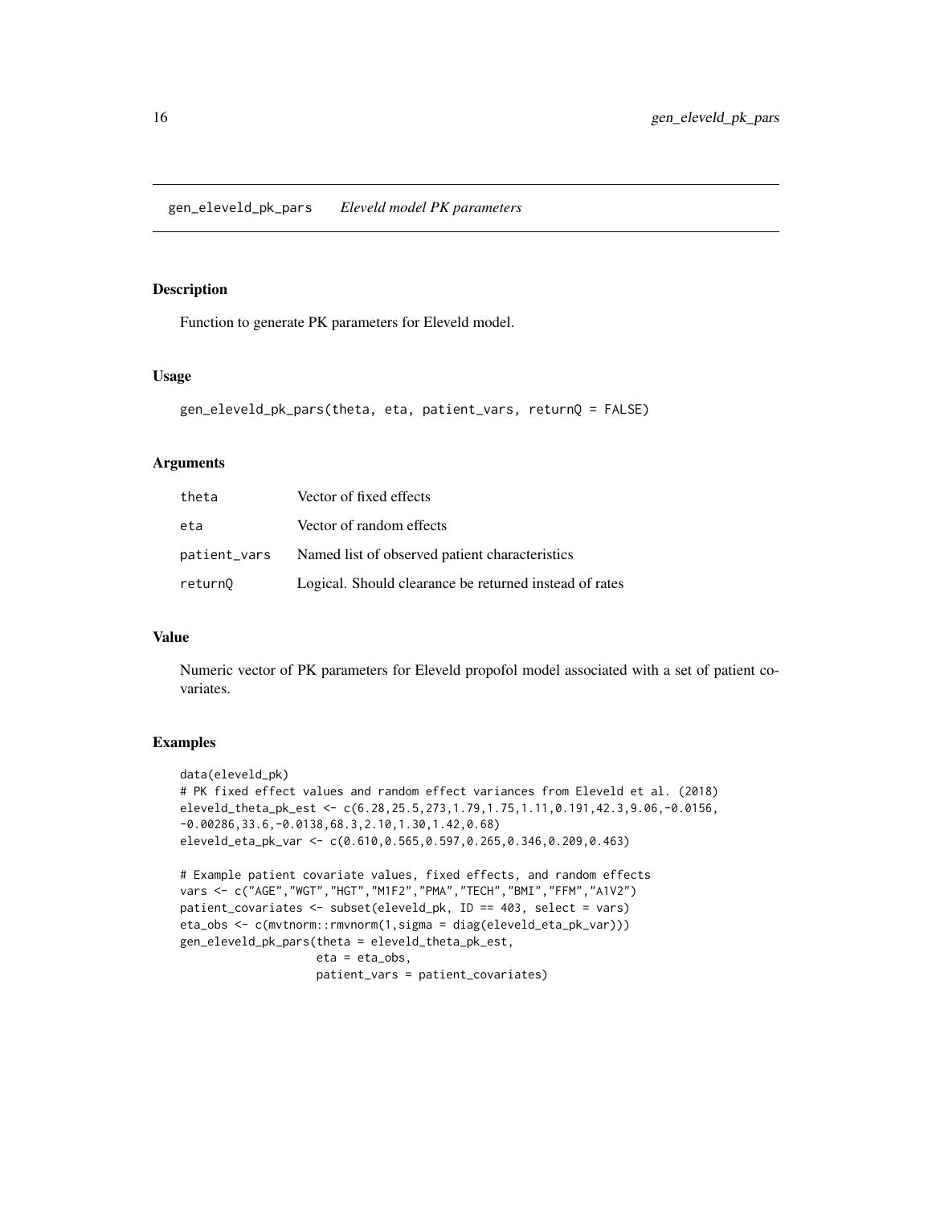# gen_eleveld_pk_pars *Eleveld model PK parameters*

## Description

Function to generate PK parameters for Eleveld model.

## Usage

```
gen_eleveld_pk_pars(theta, eta, patient_vars, returnQ = FALSE)
```

## Arguments

| | |
|---|---|
| theta | Vector of fixed effects |
| eta | Vector of random effects |
| patient_vars | Named list of observed patient characteristics |
| returnQ | Logical. Should clearance be returned instead of rates |

## Value

Numeric vector of PK parameters for Eleveld propofol model associated with a set of patient covariates.

## Examples

```
data(eleveld_pk)
# PK fixed effect values and random effect variances from Eleveld et al. (2018)
eleveld_theta_pk_est <- c(6.28,25.5,273,1.79,1.75,1.11,0.191,42.3,9.06,-0.0156,
-0.00286,33.6,-0.0138,68.3,2.10,1.30,1.42,0.68)
eleveld_eta_pk_var <- c(0.610,0.565,0.597,0.265,0.346,0.209,0.463)

# Example patient covariate values, fixed effects, and random effects
vars <- c("AGE","WGT","HGT","M1F2","PMA","TECH","BMI","FFM","A1V2")
patient_covariates <- subset(eleveld_pk, ID == 403, select = vars)
eta_obs <- c(mvtnorm::rmvnorm(1,sigma = diag(eleveld_eta_pk_var)))
gen_eleveld_pk_pars(theta = eleveld_theta_pk_est,
                    eta = eta_obs,
                    patient_vars = patient_covariates)
```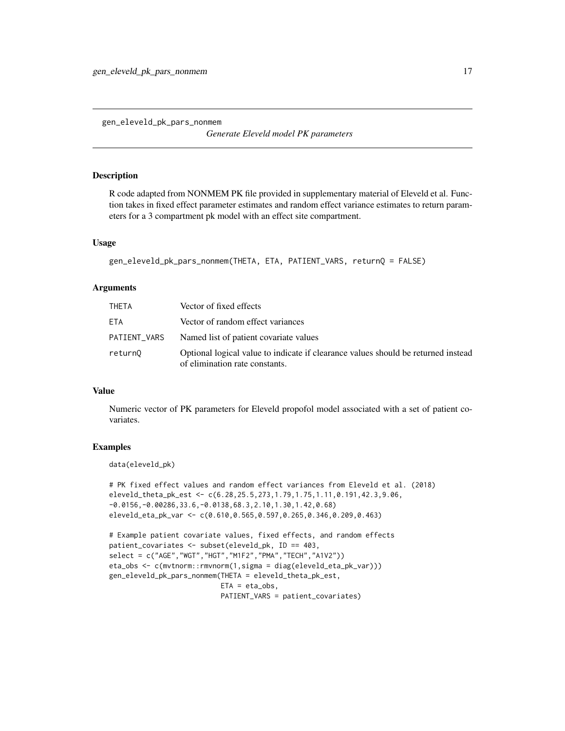gen_eleveld_pk_pars_nonmem

*Generate Eleveld model PK parameters*

## Description

R code adapted from NONMEM PK file provided in supplementary material of Eleveld et al. Function takes in fixed effect parameter estimates and random effect variance estimates to return parameters for a 3 compartment pk model with an effect site compartment.

## Usage

```
gen_eleveld_pk_pars_nonmem(THETA, ETA, PATIENT_VARS, returnQ = FALSE)
```

## Arguments

| | |
|---|---|
| THETA | Vector of fixed effects |
| ETA | Vector of random effect variances |
| PATIENT_VARS | Named list of patient covariate values |
| returnQ | Optional logical value to indicate if clearance values should be returned instead of elimination rate constants. |

## Value

Numeric vector of PK parameters for Eleveld propofol model associated with a set of patient covariates.

## Examples

```
data(eleveld_pk)

# PK fixed effect values and random effect variances from Eleveld et al. (2018)
eleveld_theta_pk_est <- c(6.28,25.5,273,1.79,1.75,1.11,0.191,42.3,9.06,
-0.0156,-0.00286,33.6,-0.0138,68.3,2.10,1.30,1.42,0.68)
eleveld_eta_pk_var <- c(0.610,0.565,0.597,0.265,0.346,0.209,0.463)

# Example patient covariate values, fixed effects, and random effects
patient_covariates <- subset(eleveld_pk, ID == 403,
select = c("AGE","WGT","HGT","M1F2","PMA","TECH","A1V2"))
eta_obs <- c(mvtnorm::rmvnorm(1,sigma = diag(eleveld_eta_pk_var)))
gen_eleveld_pk_pars_nonmem(THETA = eleveld_theta_pk_est,
                           ETA = eta_obs,
                           PATIENT_VARS = patient_covariates)
```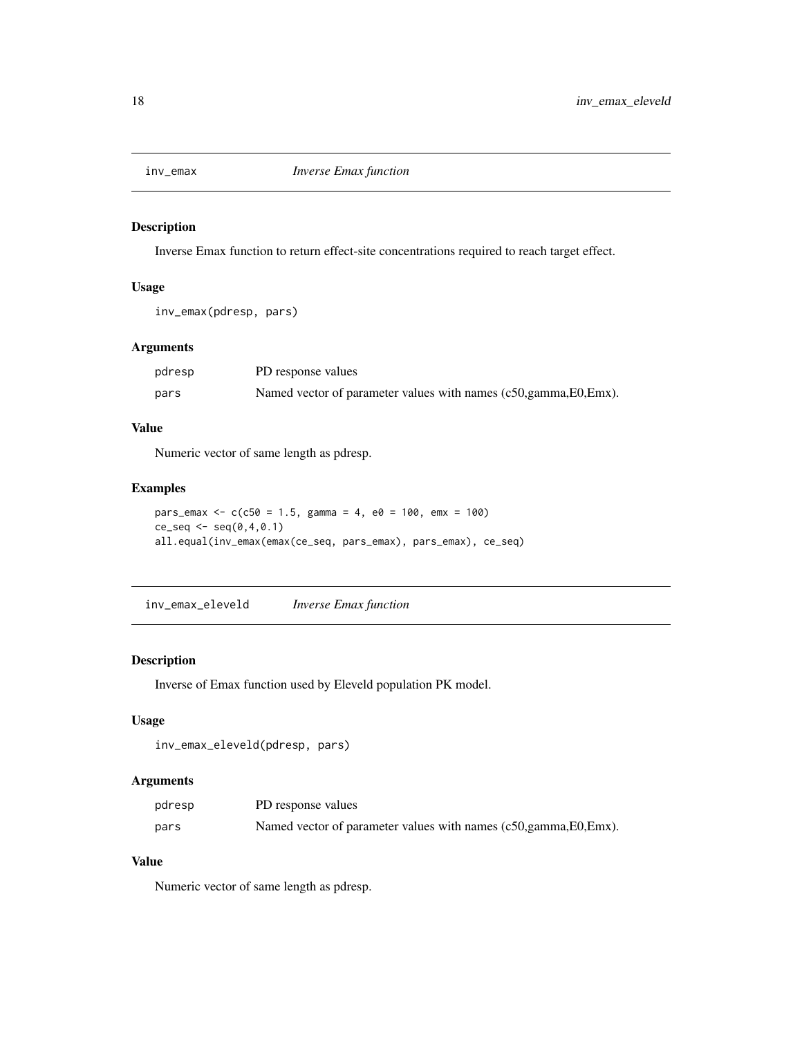## inv_emax *Inverse Emax function*

### Description

Inverse Emax function to return effect-site concentrations required to reach target effect.

### Usage

```
inv_emax(pdresp, pars)
```

### Arguments

| | |
|---|---|
| pdresp | PD response values |
| pars | Named vector of parameter values with names (c50,gamma,E0,Emx). |

### Value

Numeric vector of same length as pdresp.

### Examples

```
pars_emax <- c(c50 = 1.5, gamma = 4, e0 = 100, emx = 100)
ce_seq <- seq(0,4,0.1)
all.equal(inv_emax(emax(ce_seq, pars_emax), pars_emax), ce_seq)
```

## inv_emax_eleveld *Inverse Emax function*

### Description

Inverse of Emax function used by Eleveld population PK model.

### Usage

```
inv_emax_eleveld(pdresp, pars)
```

### Arguments

| | |
|---|---|
| pdresp | PD response values |
| pars | Named vector of parameter values with names (c50,gamma,E0,Emx). |

### Value

Numeric vector of same length as pdresp.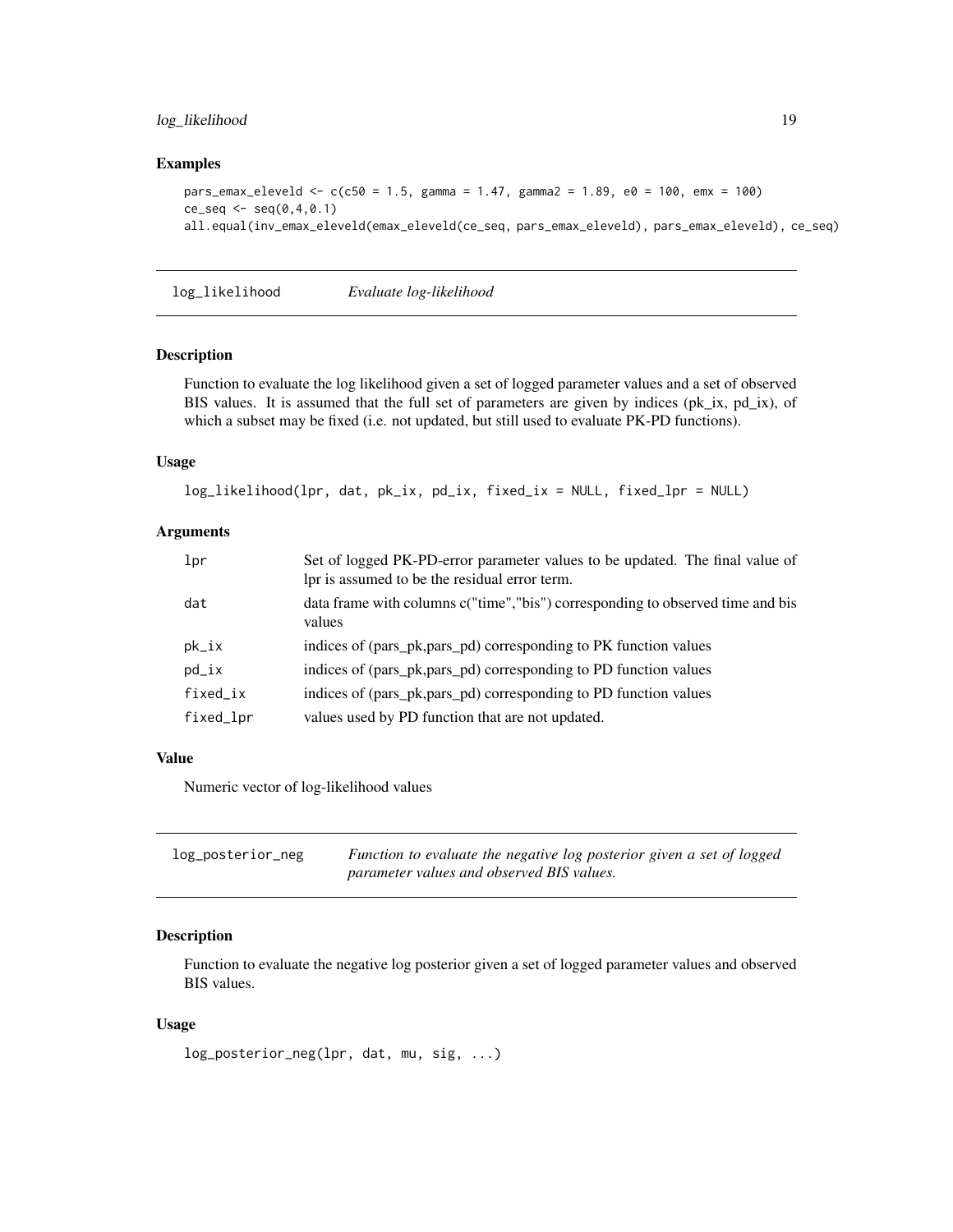### Examples

```
pars_emax_eleveld <- c(c50 = 1.5, gamma = 1.47, gamma2 = 1.89, e0 = 100, emx = 100)
ce_seq <- seq(0,4,0.1)
all.equal(inv_emax_eleveld(emax_eleveld(ce_seq, pars_emax_eleveld), pars_emax_eleveld), ce_seq)
```

## log_likelihood    *Evaluate log-likelihood*

### Description

Function to evaluate the log likelihood given a set of logged parameter values and a set of observed BIS values. It is assumed that the full set of parameters are given by indices (pk_ix, pd_ix), of which a subset may be fixed (i.e. not updated, but still used to evaluate PK-PD functions).

### Usage

```
log_likelihood(lpr, dat, pk_ix, pd_ix, fixed_ix = NULL, fixed_lpr = NULL)
```

### Arguments

| | |
|---|---|
| `lpr` | Set of logged PK-PD-error parameter values to be updated. The final value of lpr is assumed to be the residual error term. |
| `dat` | data frame with columns c("time","bis") corresponding to observed time and bis values |
| `pk_ix` | indices of (pars_pk,pars_pd) corresponding to PK function values |
| `pd_ix` | indices of (pars_pk,pars_pd) corresponding to PD function values |
| `fixed_ix` | indices of (pars_pk,pars_pd) corresponding to PD function values |
| `fixed_lpr` | values used by PD function that are not updated. |

### Value

Numeric vector of log-likelihood values

## log_posterior_neg    *Function to evaluate the negative log posterior given a set of logged parameter values and observed BIS values.*

### Description

Function to evaluate the negative log posterior given a set of logged parameter values and observed BIS values.

### Usage

```
log_posterior_neg(lpr, dat, mu, sig, ...)
```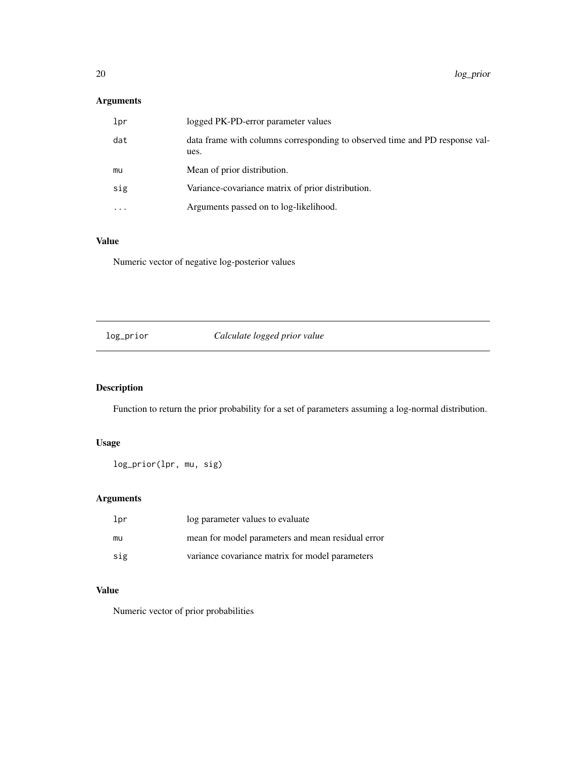## Arguments

| | |
|---|---|
| `lpr` | logged PK-PD-error parameter values |
| `dat` | data frame with columns corresponding to observed time and PD response values. |
| `mu` | Mean of prior distribution. |
| `sig` | Variance-covariance matrix of prior distribution. |
| `...` | Arguments passed on to log-likelihood. |

## Value

Numeric vector of negative log-posterior values

---

# log_prior — *Calculate logged prior value*

---

## Description

Function to return the prior probability for a set of parameters assuming a log-normal distribution.

## Usage

```
log_prior(lpr, mu, sig)
```

## Arguments

| | |
|---|---|
| `lpr` | log parameter values to evaluate |
| `mu` | mean for model parameters and mean residual error |
| `sig` | variance covariance matrix for model parameters |

## Value

Numeric vector of prior probabilities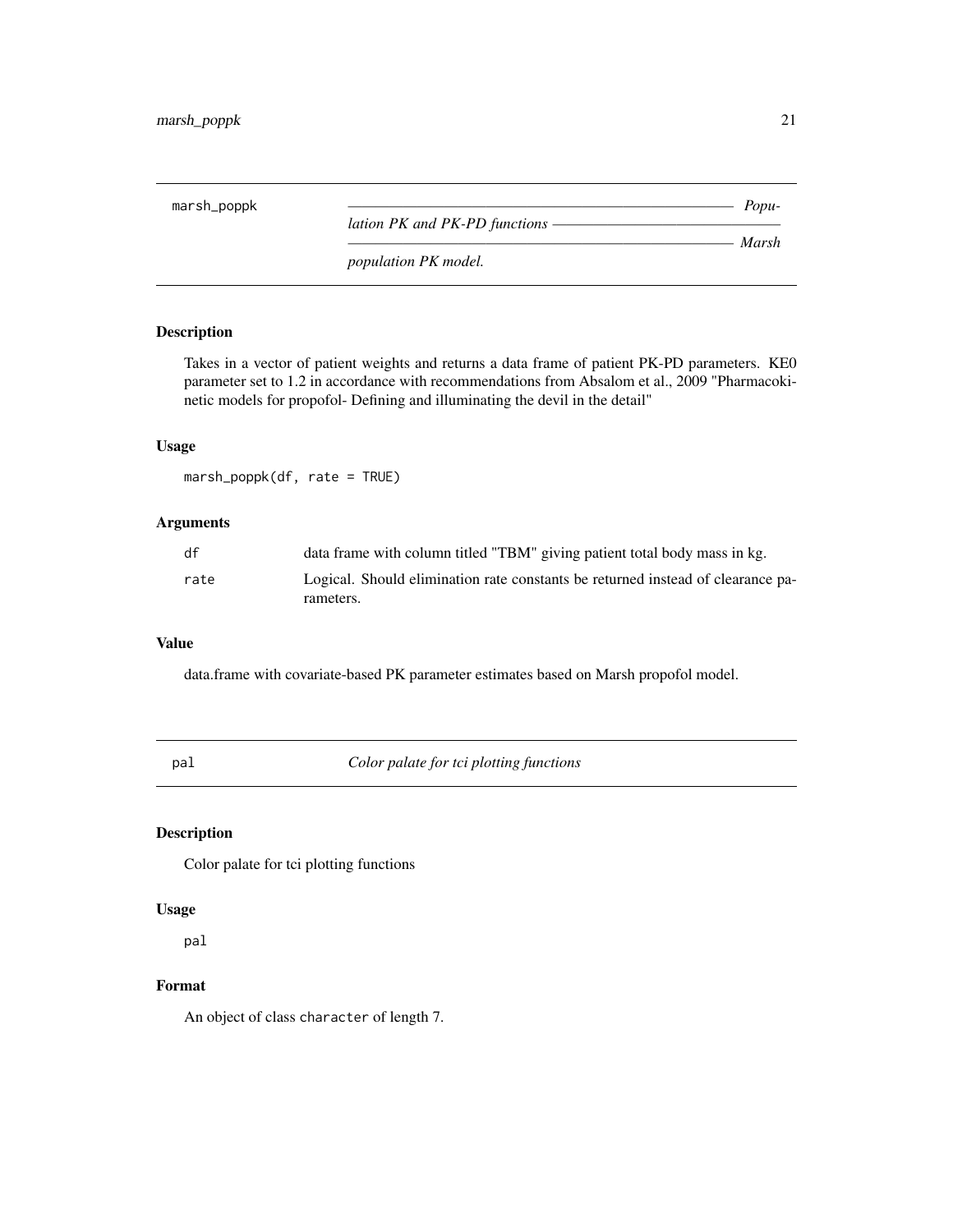## marsh_poppk — Population PK and PK-PD functions — Marsh population PK model.

### Description

Takes in a vector of patient weights and returns a data frame of patient PK-PD parameters. KE0 parameter set to 1.2 in accordance with recommendations from Absalom et al., 2009 "Pharmacokinetic models for propofol- Defining and illuminating the devil in the detail"

### Usage

```
marsh_poppk(df, rate = TRUE)
```

### Arguments

| | |
|---|---|
| df | data frame with column titled "TBM" giving patient total body mass in kg. |
| rate | Logical. Should elimination rate constants be returned instead of clearance parameters. |

### Value

data.frame with covariate-based PK parameter estimates based on Marsh propofol model.

## pal — *Color palate for tci plotting functions*

### Description

Color palate for tci plotting functions

### Usage

```
pal
```

### Format

An object of class `character` of length 7.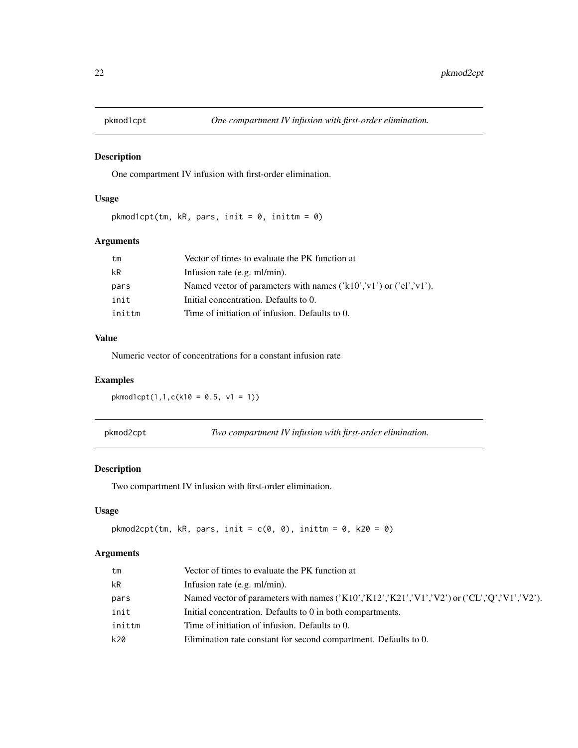## pkmod1cpt — *One compartment IV infusion with first-order elimination.*

### Description

One compartment IV infusion with first-order elimination.

### Usage

```
pkmod1cpt(tm, kR, pars, init = 0, inittm = 0)
```

### Arguments

| | |
|---|---|
| tm | Vector of times to evaluate the PK function at |
| kR | Infusion rate (e.g. ml/min). |
| pars | Named vector of parameters with names ('k10','v1') or ('cl','v1'). |
| init | Initial concentration. Defaults to 0. |
| inittm | Time of initiation of infusion. Defaults to 0. |

### Value

Numeric vector of concentrations for a constant infusion rate

### Examples

```
pkmod1cpt(1,1,c(k10 = 0.5, v1 = 1))
```

## pkmod2cpt — *Two compartment IV infusion with first-order elimination.*

### Description

Two compartment IV infusion with first-order elimination.

### Usage

```
pkmod2cpt(tm, kR, pars, init = c(0, 0), inittm = 0, k20 = 0)
```

### Arguments

| | |
|---|---|
| tm | Vector of times to evaluate the PK function at |
| kR | Infusion rate (e.g. ml/min). |
| pars | Named vector of parameters with names ('K10','K12','K21','V1','V2') or ('CL','Q','V1','V2'). |
| init | Initial concentration. Defaults to 0 in both compartments. |
| inittm | Time of initiation of infusion. Defaults to 0. |
| k20 | Elimination rate constant for second compartment. Defaults to 0. |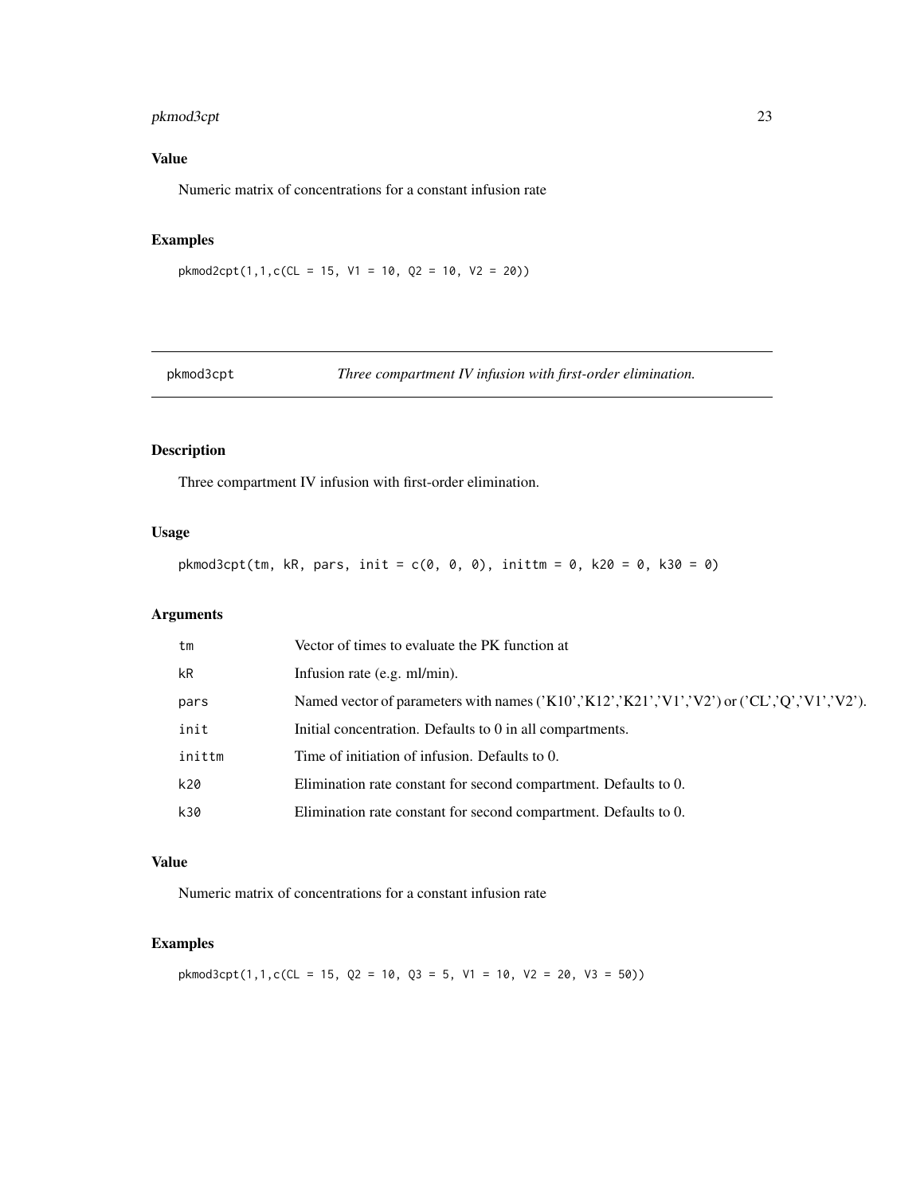## Value

Numeric matrix of concentrations for a constant infusion rate

## Examples

```
pkmod2cpt(1,1,c(CL = 15, V1 = 10, Q2 = 10, V2 = 20))
```

---

# pkmod3cpt — *Three compartment IV infusion with first-order elimination.*

## Description

Three compartment IV infusion with first-order elimination.

## Usage

```
pkmod3cpt(tm, kR, pars, init = c(0, 0, 0), inittm = 0, k20 = 0, k30 = 0)
```

## Arguments

| | |
|---|---|
| `tm` | Vector of times to evaluate the PK function at |
| `kR` | Infusion rate (e.g. ml/min). |
| `pars` | Named vector of parameters with names ('K10','K12','K21','V1','V2') or ('CL','Q','V1','V2'). |
| `init` | Initial concentration. Defaults to 0 in all compartments. |
| `inittm` | Time of initiation of infusion. Defaults to 0. |
| `k20` | Elimination rate constant for second compartment. Defaults to 0. |
| `k30` | Elimination rate constant for second compartment. Defaults to 0. |

## Value

Numeric matrix of concentrations for a constant infusion rate

## Examples

```
pkmod3cpt(1,1,c(CL = 15, Q2 = 10, Q3 = 5, V1 = 10, V2 = 20, V3 = 50))
```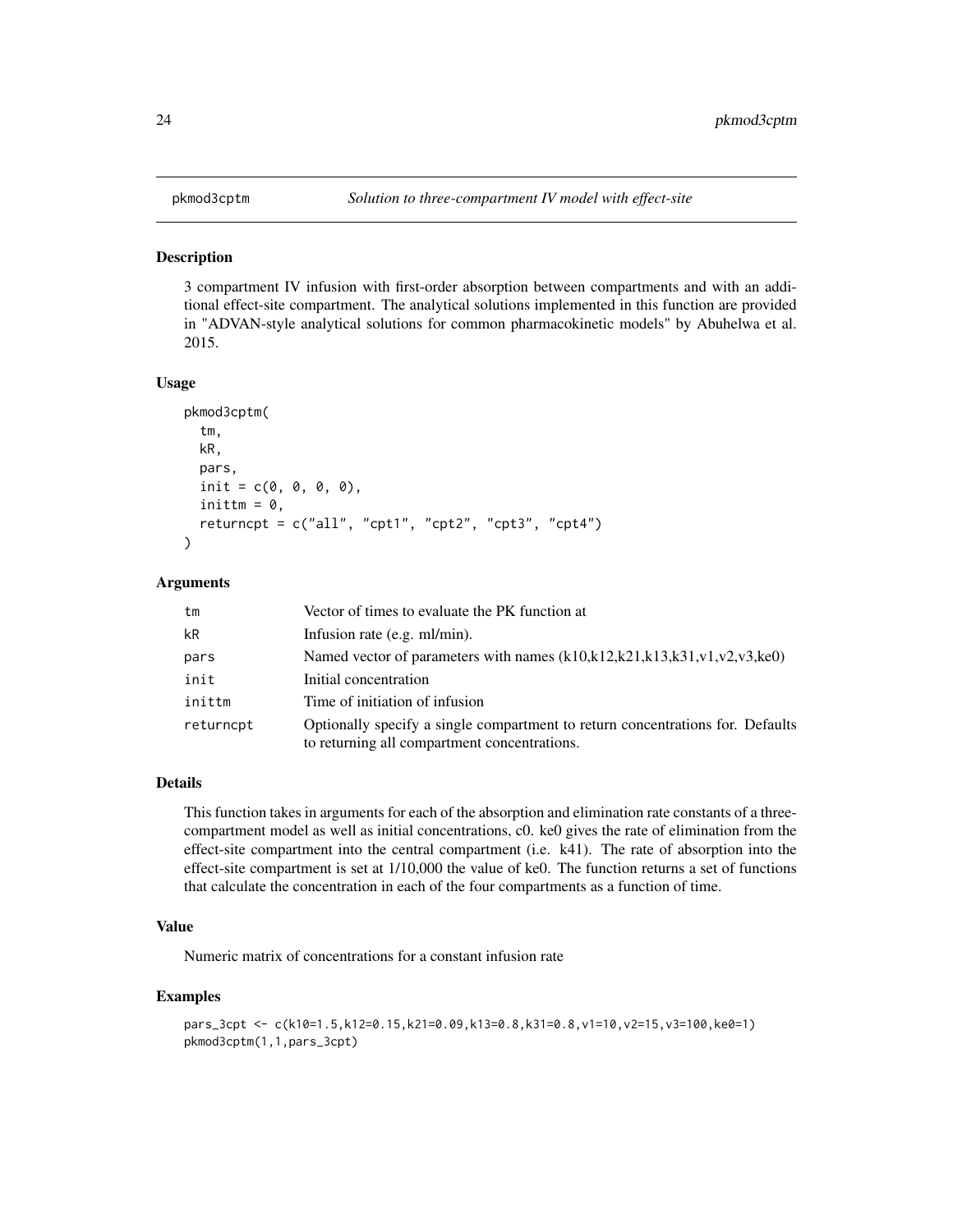# pkmod3cptm — *Solution to three-compartment IV model with effect-site*

## Description

3 compartment IV infusion with first-order absorption between compartments and with an additional effect-site compartment. The analytical solutions implemented in this function are provided in "ADVAN-style analytical solutions for common pharmacokinetic models" by Abuhelwa et al. 2015.

## Usage

```
pkmod3cptm(
  tm,
  kR,
  pars,
  init = c(0, 0, 0, 0),
  inittm = 0,
  returncpt = c("all", "cpt1", "cpt2", "cpt3", "cpt4")
)
```

## Arguments

| Argument | Description |
| --- | --- |
| `tm` | Vector of times to evaluate the PK function at |
| `kR` | Infusion rate (e.g. ml/min). |
| `pars` | Named vector of parameters with names (k10,k12,k21,k13,k31,v1,v2,v3,ke0) |
| `init` | Initial concentration |
| `inittm` | Time of initiation of infusion |
| `returncpt` | Optionally specify a single compartment to return concentrations for. Defaults to returning all compartment concentrations. |

## Details

This function takes in arguments for each of the absorption and elimination rate constants of a three-compartment model as well as initial concentrations, c0. ke0 gives the rate of elimination from the effect-site compartment into the central compartment (i.e. k41). The rate of absorption into the effect-site compartment is set at 1/10,000 the value of ke0. The function returns a set of functions that calculate the concentration in each of the four compartments as a function of time.

## Value

Numeric matrix of concentrations for a constant infusion rate

## Examples

```
pars_3cpt <- c(k10=1.5,k12=0.15,k21=0.09,k13=0.8,k31=0.8,v1=10,v2=15,v3=100,ke0=1)
pkmod3cptm(1,1,pars_3cpt)
```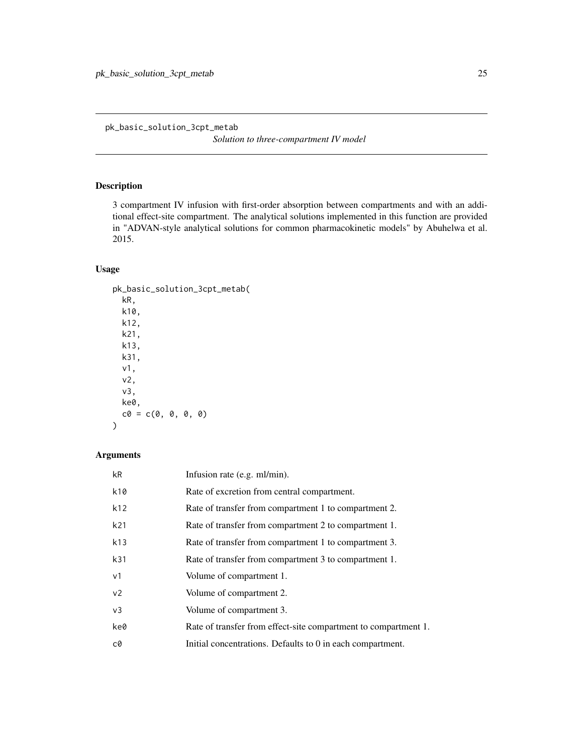pk_basic_solution_3cpt_metab

*Solution to three-compartment IV model*

## Description

3 compartment IV infusion with first-order absorption between compartments and with an additional effect-site compartment. The analytical solutions implemented in this function are provided in "ADVAN-style analytical solutions for common pharmacokinetic models" by Abuhelwa et al. 2015.

## Usage

```
pk_basic_solution_3cpt_metab(
  kR,
  k10,
  k12,
  k21,
  k13,
  k31,
  v1,
  v2,
  v3,
  ke0,
  c0 = c(0, 0, 0, 0)
)
```

## Arguments

| | |
|---|---|
| kR | Infusion rate (e.g. ml/min). |
| k10 | Rate of excretion from central compartment. |
| k12 | Rate of transfer from compartment 1 to compartment 2. |
| k21 | Rate of transfer from compartment 2 to compartment 1. |
| k13 | Rate of transfer from compartment 1 to compartment 3. |
| k31 | Rate of transfer from compartment 3 to compartment 1. |
| v1 | Volume of compartment 1. |
| v2 | Volume of compartment 2. |
| v3 | Volume of compartment 3. |
| ke0 | Rate of transfer from effect-site compartment to compartment 1. |
| c0 | Initial concentrations. Defaults to 0 in each compartment. |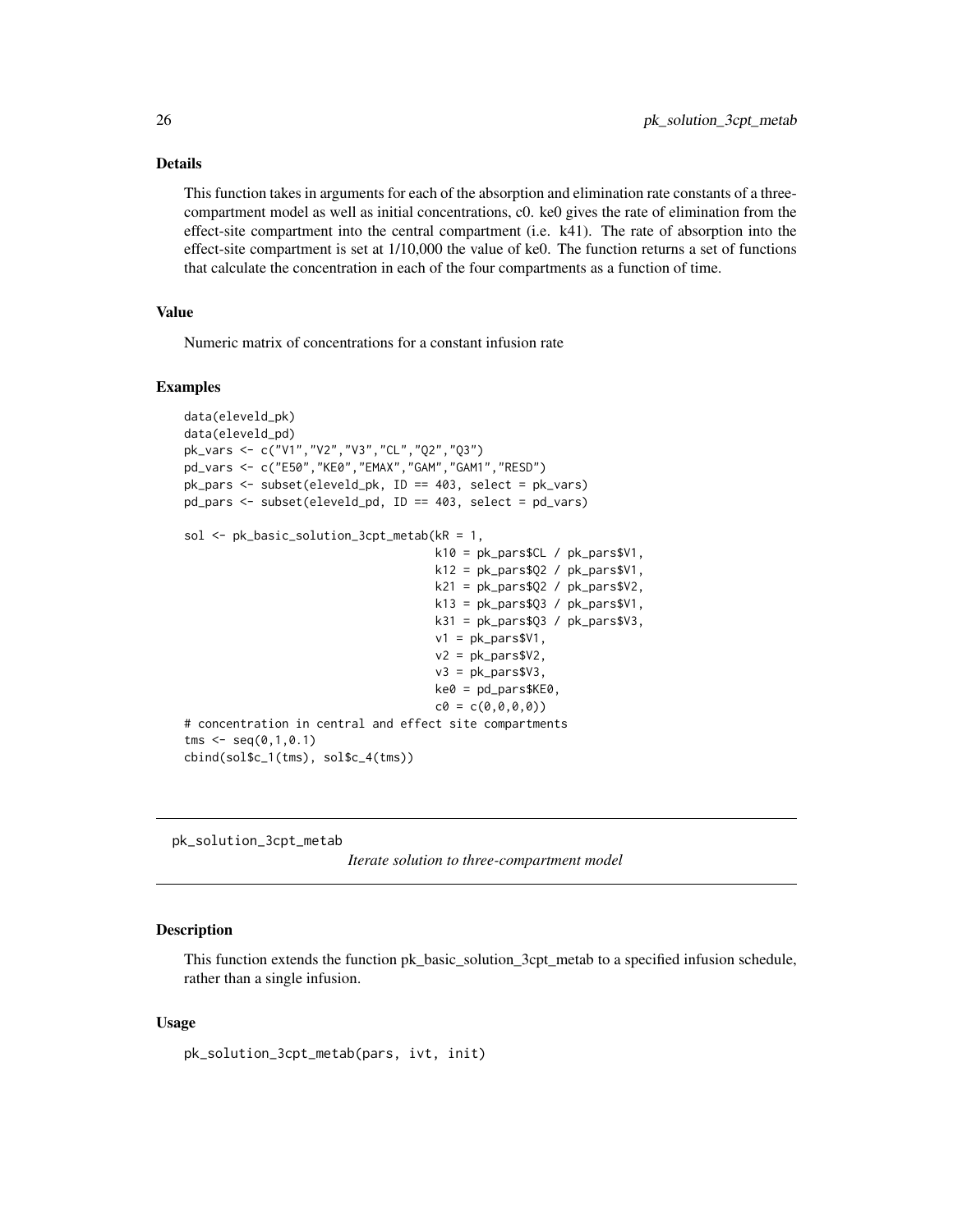### Details

This function takes in arguments for each of the absorption and elimination rate constants of a three-compartment model as well as initial concentrations, c0. ke0 gives the rate of elimination from the effect-site compartment into the central compartment (i.e. k41). The rate of absorption into the effect-site compartment is set at 1/10,000 the value of ke0. The function returns a set of functions that calculate the concentration in each of the four compartments as a function of time.

### Value

Numeric matrix of concentrations for a constant infusion rate

### Examples

```
data(eleveld_pk)
data(eleveld_pd)
pk_vars <- c("V1","V2","V3","CL","Q2","Q3")
pd_vars <- c("E50","KE0","EMAX","GAM","GAM1","RESD")
pk_pars <- subset(eleveld_pk, ID == 403, select = pk_vars)
pd_pars <- subset(eleveld_pd, ID == 403, select = pd_vars)

sol <- pk_basic_solution_3cpt_metab(kR = 1,
                                    k10 = pk_pars$CL / pk_pars$V1,
                                    k12 = pk_pars$Q2 / pk_pars$V1,
                                    k21 = pk_pars$Q2 / pk_pars$V2,
                                    k13 = pk_pars$Q3 / pk_pars$V1,
                                    k31 = pk_pars$Q3 / pk_pars$V3,
                                    v1 = pk_pars$V1,
                                    v2 = pk_pars$V2,
                                    v3 = pk_pars$V3,
                                    ke0 = pd_pars$KE0,
                                    c0 = c(0,0,0,0))
# concentration in central and effect site compartments
tms <- seq(0,1,0.1)
cbind(sol$c_1(tms), sol$c_4(tms))
```

---

## pk_solution_3cpt_metab

*Iterate solution to three-compartment model*

---

### Description

This function extends the function pk_basic_solution_3cpt_metab to a specified infusion schedule, rather than a single infusion.

### Usage

```
pk_solution_3cpt_metab(pars, ivt, init)
```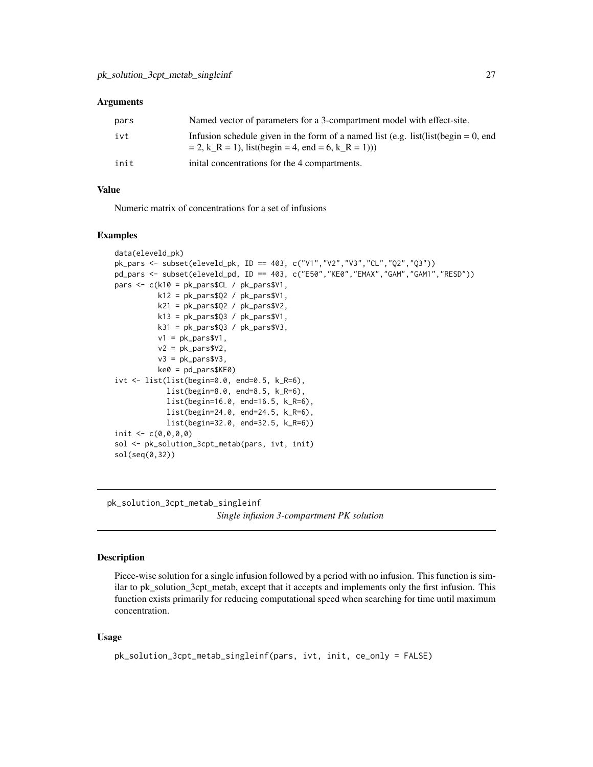### Arguments

| | |
|---|---|
| pars | Named vector of parameters for a 3-compartment model with effect-site. |
| ivt | Infusion schedule given in the form of a named list (e.g. list(list(begin = 0, end = 2, k_R = 1), list(begin = 4, end = 6, k_R = 1))) |
| init | inital concentrations for the 4 compartments. |

### Value

Numeric matrix of concentrations for a set of infusions

### Examples

```
data(eleveld_pk)
pk_pars <- subset(eleveld_pk, ID == 403, c("V1","V2","V3","CL","Q2","Q3"))
pd_pars <- subset(eleveld_pd, ID == 403, c("E50","KE0","EMAX","GAM","GAM1","RESD"))
pars <- c(k10 = pk_pars$CL / pk_pars$V1,
          k12 = pk_pars$Q2 / pk_pars$V1,
          k21 = pk_pars$Q2 / pk_pars$V2,
          k13 = pk_pars$Q3 / pk_pars$V1,
          k31 = pk_pars$Q3 / pk_pars$V3,
          v1 = pk_pars$V1,
          v2 = pk_pars$V2,
          v3 = pk_pars$V3,
          ke0 = pd_pars$KE0)
ivt <- list(list(begin=0.0, end=0.5, k_R=6),
            list(begin=8.0, end=8.5, k_R=6),
            list(begin=16.0, end=16.5, k_R=6),
            list(begin=24.0, end=24.5, k_R=6),
            list(begin=32.0, end=32.5, k_R=6))
init <- c(0,0,0,0)
sol <- pk_solution_3cpt_metab(pars, ivt, init)
sol(seq(0,32))
```

---

## pk_solution_3cpt_metab_singleinf

*Single infusion 3-compartment PK solution*

### Description

Piece-wise solution for a single infusion followed by a period with no infusion. This function is similar to pk_solution_3cpt_metab, except that it accepts and implements only the first infusion. This function exists primarily for reducing computational speed when searching for time until maximum concentration.

### Usage

```
pk_solution_3cpt_metab_singleinf(pars, ivt, init, ce_only = FALSE)
```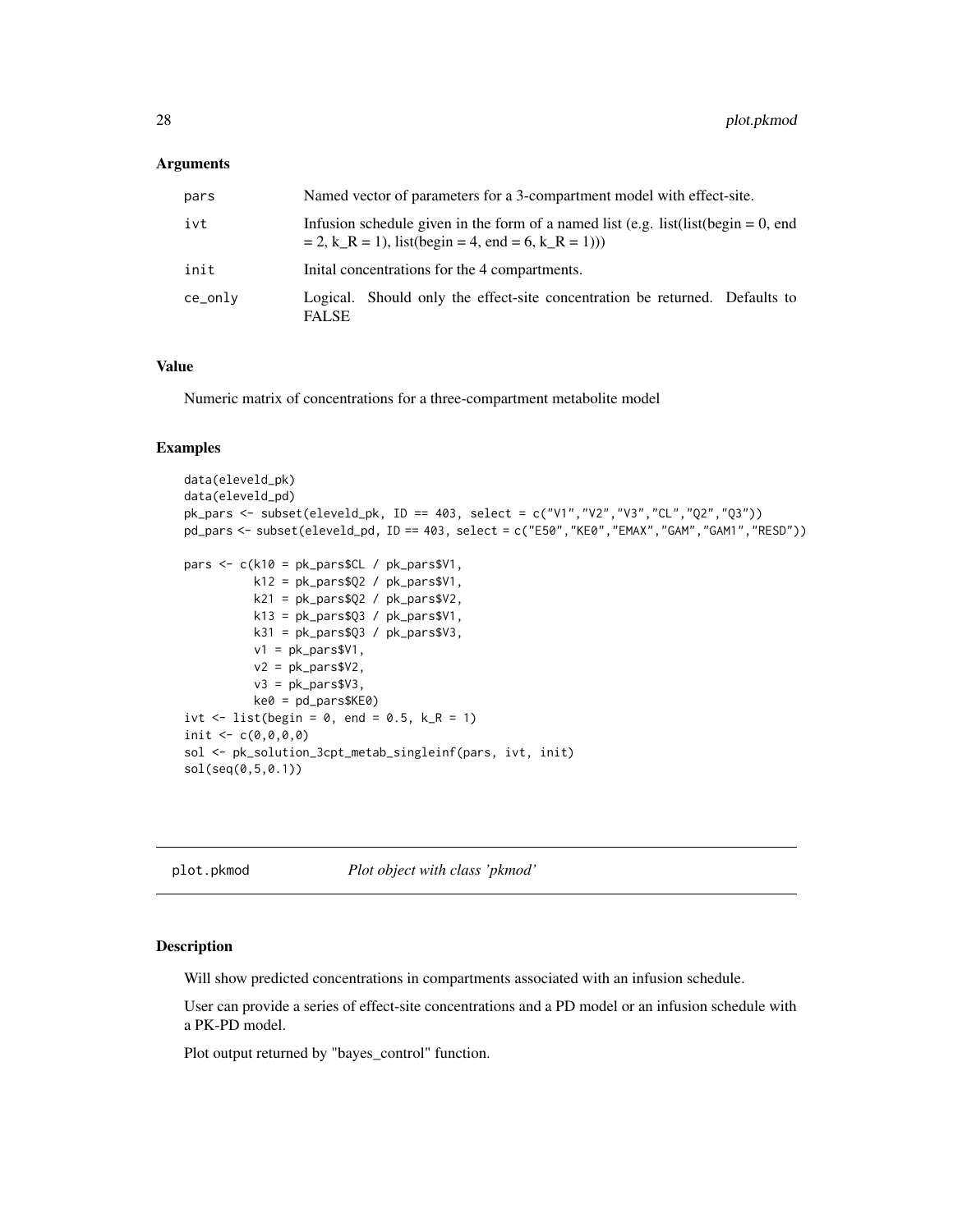### Arguments

| | |
|---|---|
| pars | Named vector of parameters for a 3-compartment model with effect-site. |
| ivt | Infusion schedule given in the form of a named list (e.g. list(list(begin = 0, end = 2, k_R = 1), list(begin = 4, end = 6, k_R = 1))) |
| init | Inital concentrations for the 4 compartments. |
| ce_only | Logical. Should only the effect-site concentration be returned. Defaults to FALSE |

### Value

Numeric matrix of concentrations for a three-compartment metabolite model

### Examples

```
data(eleveld_pk)
data(eleveld_pd)
pk_pars <- subset(eleveld_pk, ID == 403, select = c("V1","V2","V3","CL","Q2","Q3"))
pd_pars <- subset(eleveld_pd, ID == 403, select = c("E50","KE0","EMAX","GAM","GAM1","RESD"))

pars <- c(k10 = pk_pars$CL / pk_pars$V1,
          k12 = pk_pars$Q2 / pk_pars$V1,
          k21 = pk_pars$Q2 / pk_pars$V2,
          k13 = pk_pars$Q3 / pk_pars$V1,
          k31 = pk_pars$Q3 / pk_pars$V3,
          v1 = pk_pars$V1,
          v2 = pk_pars$V2,
          v3 = pk_pars$V3,
          ke0 = pd_pars$KE0)
ivt <- list(begin = 0, end = 0.5, k_R = 1)
init <- c(0,0,0,0)
sol <- pk_solution_3cpt_metab_singleinf(pars, ivt, init)
sol(seq(0,5,0.1))
```

## plot.pkmod *Plot object with class 'pkmod'*

### Description

Will show predicted concentrations in compartments associated with an infusion schedule.

User can provide a series of effect-site concentrations and a PD model or an infusion schedule with a PK-PD model.

Plot output returned by "bayes_control" function.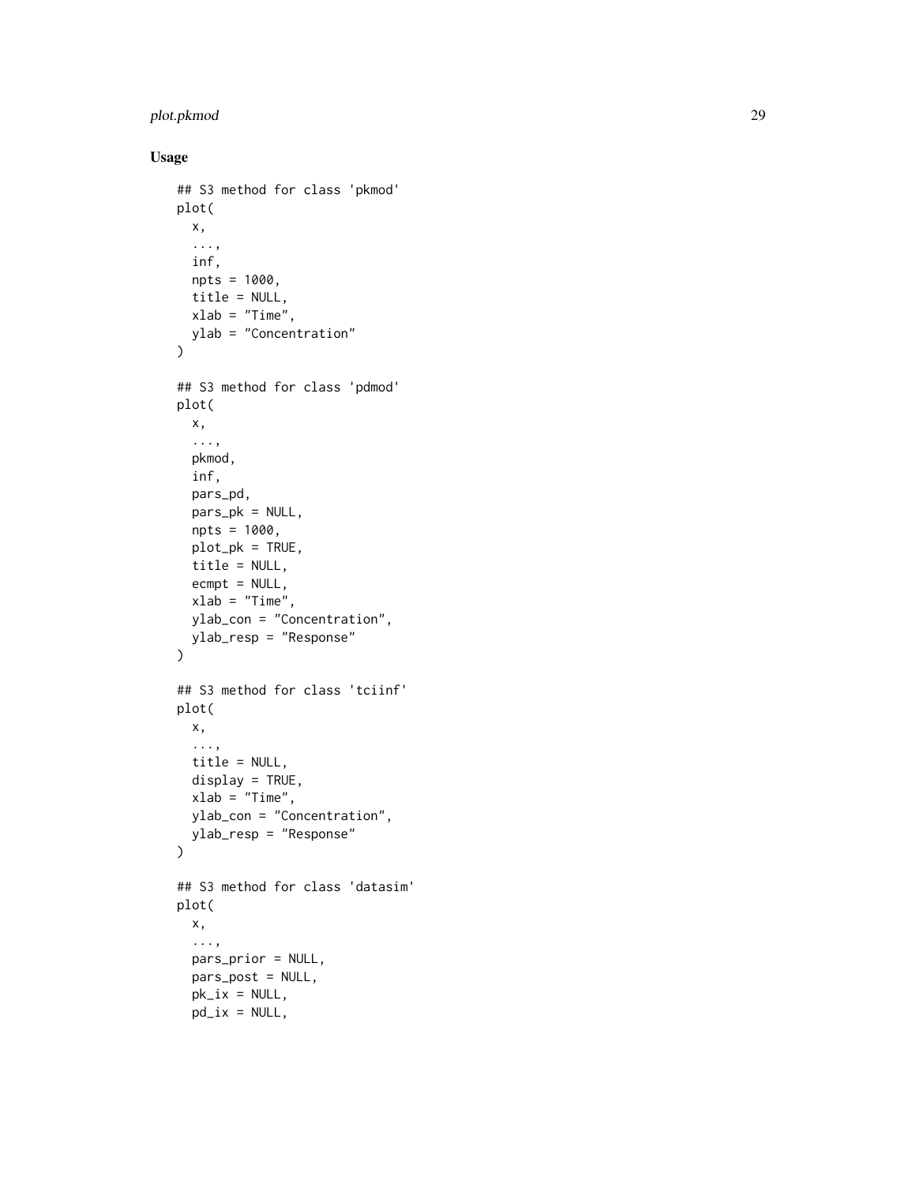### Usage

```
## S3 method for class 'pkmod'
plot(
  x,
  ...,
  inf,
  npts = 1000,
  title = NULL,
  xlab = "Time",
  ylab = "Concentration"
)

## S3 method for class 'pdmod'
plot(
  x,
  ...,
  pkmod,
  inf,
  pars_pd,
  pars_pk = NULL,
  npts = 1000,
  plot_pk = TRUE,
  title = NULL,
  ecmpt = NULL,
  xlab = "Time",
  ylab_con = "Concentration",
  ylab_resp = "Response"
)

## S3 method for class 'tciinf'
plot(
  x,
  ...,
  title = NULL,
  display = TRUE,
  xlab = "Time",
  ylab_con = "Concentration",
  ylab_resp = "Response"
)

## S3 method for class 'datasim'
plot(
  x,
  ...,
  pars_prior = NULL,
  pars_post = NULL,
  pk_ix = NULL,
  pd_ix = NULL,
```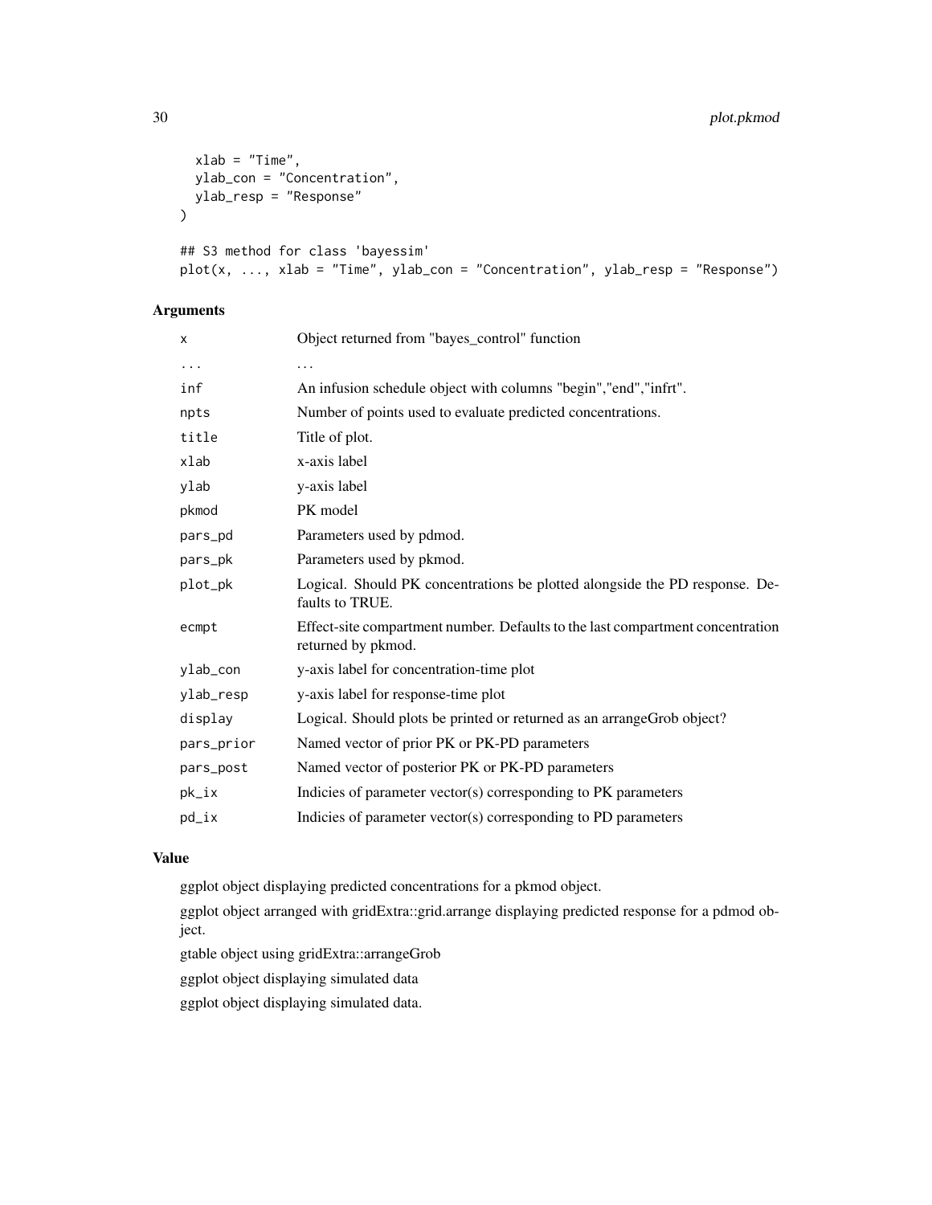```
  xlab = "Time",
  ylab_con = "Concentration",
  ylab_resp = "Response"
)

## S3 method for class 'bayessim'
plot(x, ..., xlab = "Time", ylab_con = "Concentration", ylab_resp = "Response")
```

## Arguments

| | |
|---|---|
| x | Object returned from "bayes_control" function |
| ... | ... |
| inf | An infusion schedule object with columns "begin","end","infrt". |
| npts | Number of points used to evaluate predicted concentrations. |
| title | Title of plot. |
| xlab | x-axis label |
| ylab | y-axis label |
| pkmod | PK model |
| pars_pd | Parameters used by pdmod. |
| pars_pk | Parameters used by pkmod. |
| plot_pk | Logical. Should PK concentrations be plotted alongside the PD response. Defaults to TRUE. |
| ecmpt | Effect-site compartment number. Defaults to the last compartment concentration returned by pkmod. |
| ylab_con | y-axis label for concentration-time plot |
| ylab_resp | y-axis label for response-time plot |
| display | Logical. Should plots be printed or returned as an arrangeGrob object? |
| pars_prior | Named vector of prior PK or PK-PD parameters |
| pars_post | Named vector of posterior PK or PK-PD parameters |
| pk_ix | Indicies of parameter vector(s) corresponding to PK parameters |
| pd_ix | Indicies of parameter vector(s) corresponding to PD parameters |

## Value

ggplot object displaying predicted concentrations for a pkmod object.

ggplot object arranged with gridExtra::grid.arrange displaying predicted response for a pdmod object.

gtable object using gridExtra::arrangeGrob

ggplot object displaying simulated data

ggplot object displaying simulated data.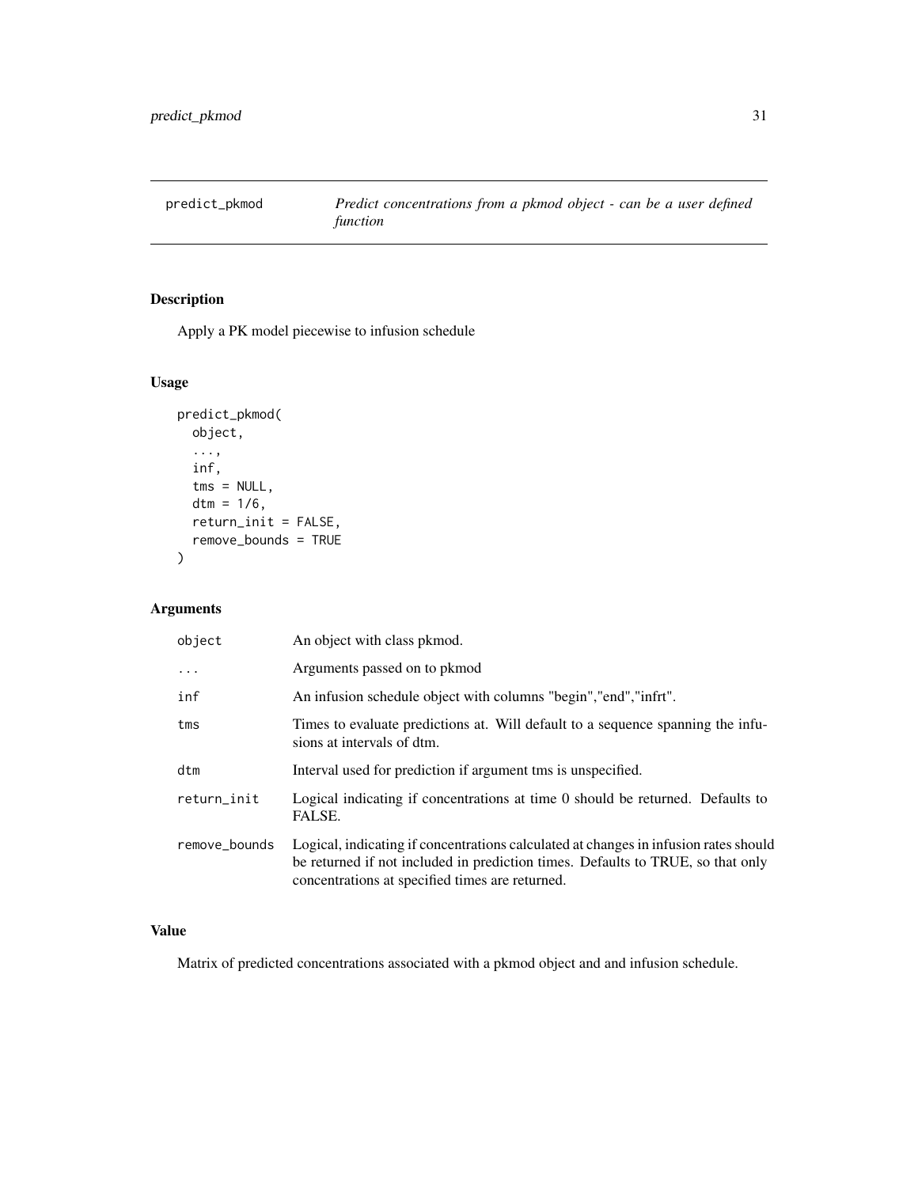# predict_pkmod

*Predict concentrations from a pkmod object - can be a user defined function*

## Description

Apply a PK model piecewise to infusion schedule

## Usage

```
predict_pkmod(
  object,
  ...,
  inf,
  tms = NULL,
  dtm = 1/6,
  return_init = FALSE,
  remove_bounds = TRUE
)
```

## Arguments

| | |
|---|---|
| object | An object with class pkmod. |
| ... | Arguments passed on to pkmod |
| inf | An infusion schedule object with columns "begin","end","infrt". |
| tms | Times to evaluate predictions at. Will default to a sequence spanning the infusions at intervals of dtm. |
| dtm | Interval used for prediction if argument tms is unspecified. |
| return_init | Logical indicating if concentrations at time 0 should be returned. Defaults to FALSE. |
| remove_bounds | Logical, indicating if concentrations calculated at changes in infusion rates should be returned if not included in prediction times. Defaults to TRUE, so that only concentrations at specified times are returned. |

## Value

Matrix of predicted concentrations associated with a pkmod object and and infusion schedule.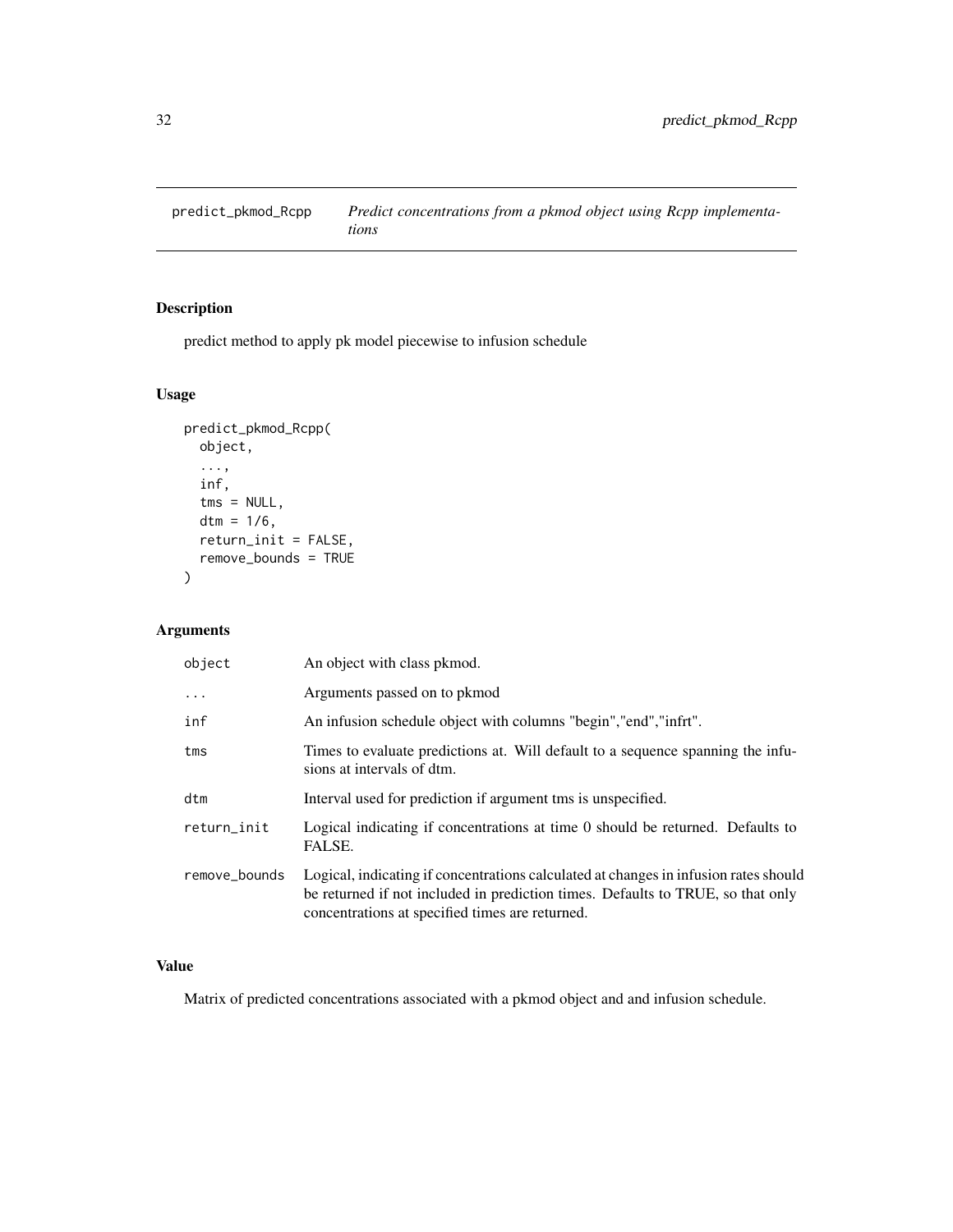# predict_pkmod_Rcpp

*Predict concentrations from a pkmod object using Rcpp implementations*

## Description

predict method to apply pk model piecewise to infusion schedule

## Usage

```
predict_pkmod_Rcpp(
  object,
  ...,
  inf,
  tms = NULL,
  dtm = 1/6,
  return_init = FALSE,
  remove_bounds = TRUE
)
```

## Arguments

| | |
|---|---|
| object | An object with class pkmod. |
| ... | Arguments passed on to pkmod |
| inf | An infusion schedule object with columns "begin","end","infrt". |
| tms | Times to evaluate predictions at. Will default to a sequence spanning the infusions at intervals of dtm. |
| dtm | Interval used for prediction if argument tms is unspecified. |
| return_init | Logical indicating if concentrations at time 0 should be returned. Defaults to FALSE. |
| remove_bounds | Logical, indicating if concentrations calculated at changes in infusion rates should be returned if not included in prediction times. Defaults to TRUE, so that only concentrations at specified times are returned. |

## Value

Matrix of predicted concentrations associated with a pkmod object and and infusion schedule.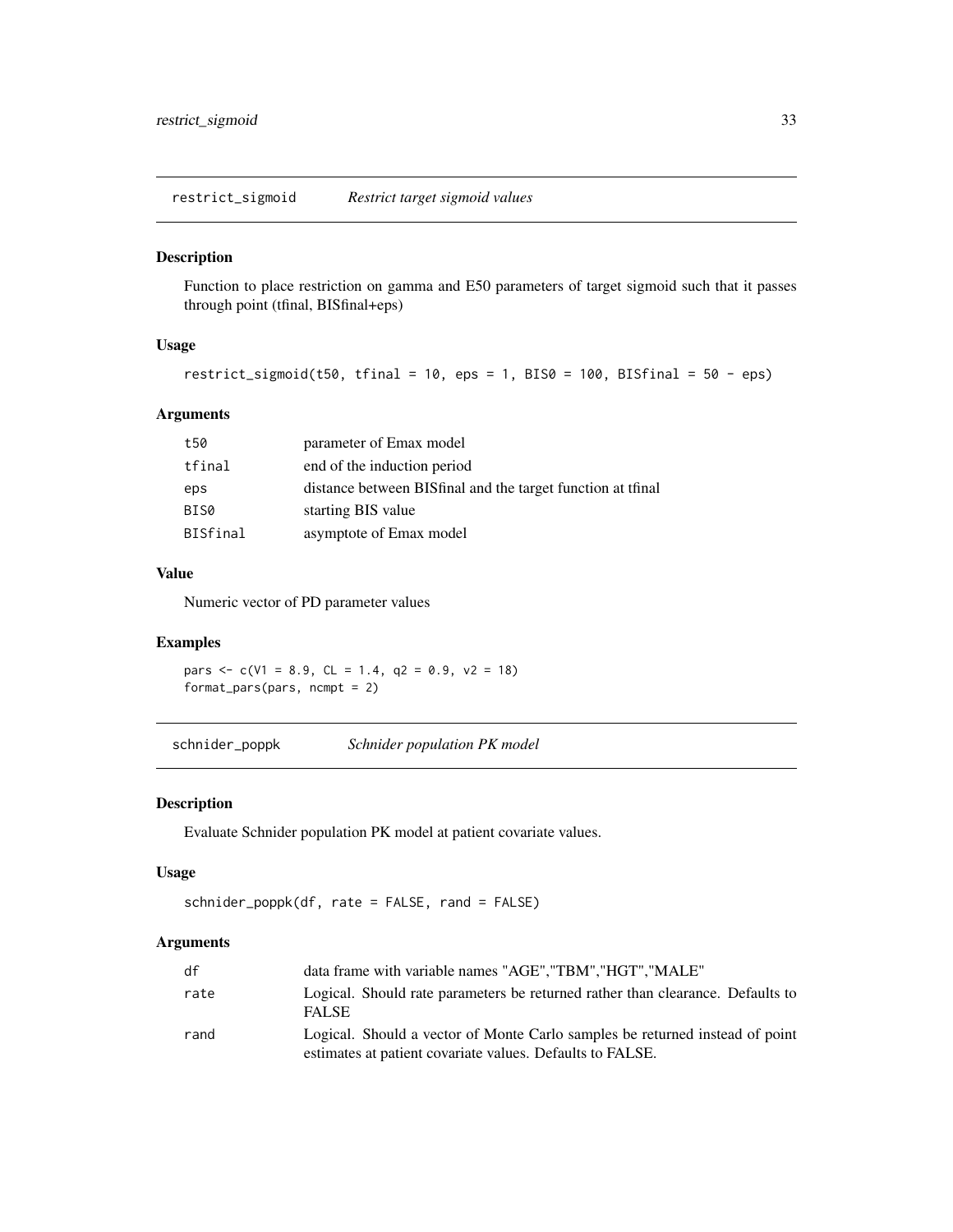## restrict_sigmoid *Restrict target sigmoid values*

### Description

Function to place restriction on gamma and E50 parameters of target sigmoid such that it passes through point (tfinal, BISfinal+eps)

### Usage

```
restrict_sigmoid(t50, tfinal = 10, eps = 1, BIS0 = 100, BISfinal = 50 - eps)
```

### Arguments

| | |
|---|---|
| t50 | parameter of Emax model |
| tfinal | end of the induction period |
| eps | distance between BISfinal and the target function at tfinal |
| BIS0 | starting BIS value |
| BISfinal | asymptote of Emax model |

### Value

Numeric vector of PD parameter values

### Examples

```
pars <- c(V1 = 8.9, CL = 1.4, q2 = 0.9, v2 = 18)
format_pars(pars, ncmpt = 2)
```

## schnider_poppk *Schnider population PK model*

### Description

Evaluate Schnider population PK model at patient covariate values.

### Usage

```
schnider_poppk(df, rate = FALSE, rand = FALSE)
```

### Arguments

| | |
|---|---|
| df | data frame with variable names "AGE","TBM","HGT","MALE" |
| rate | Logical. Should rate parameters be returned rather than clearance. Defaults to FALSE |
| rand | Logical. Should a vector of Monte Carlo samples be returned instead of point estimates at patient covariate values. Defaults to FALSE. |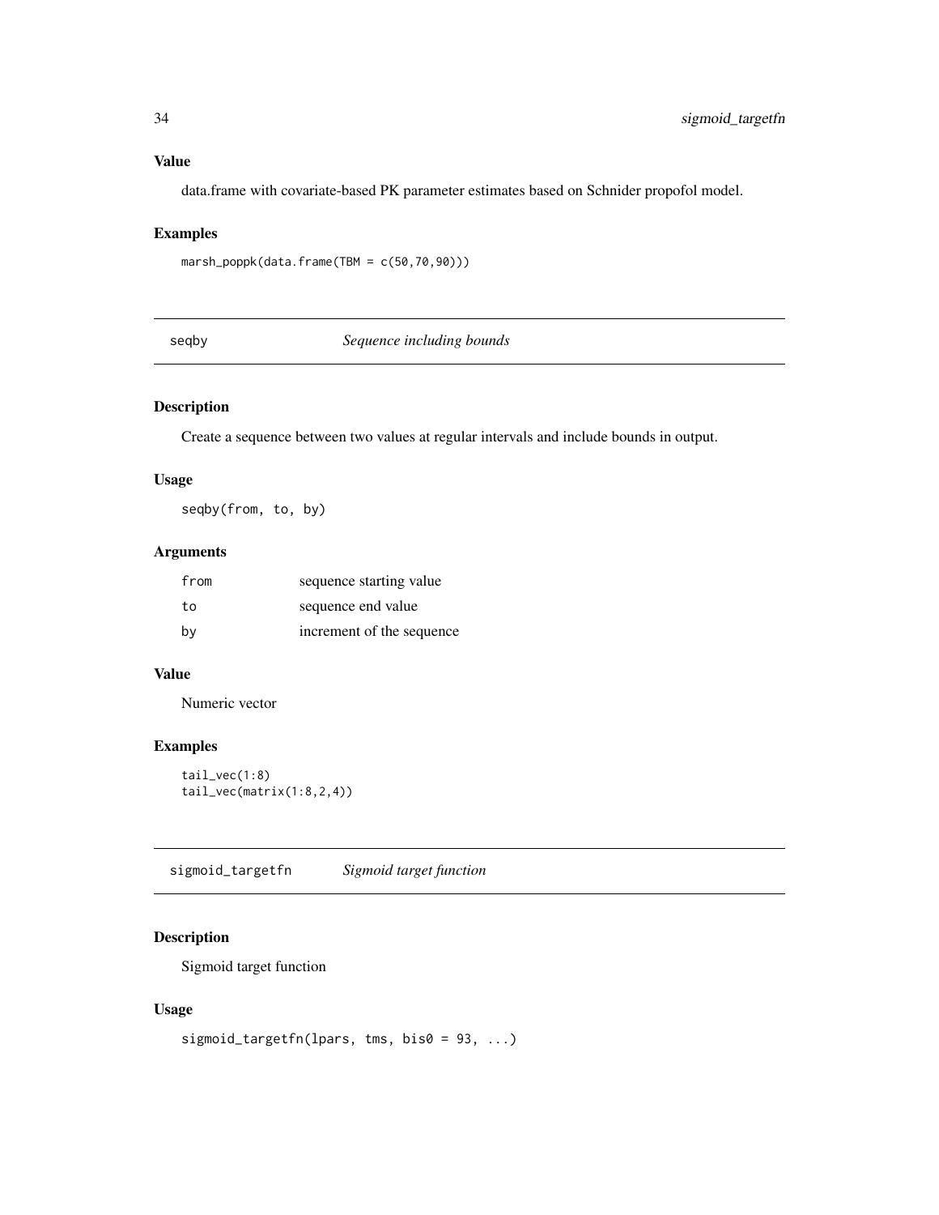## Value

data.frame with covariate-based PK parameter estimates based on Schnider propofol model.

## Examples

```
marsh_poppk(data.frame(TBM = c(50,70,90)))
```

---

# seqby *Sequence including bounds*

## Description

Create a sequence between two values at regular intervals and include bounds in output.

## Usage

```
seqby(from, to, by)
```

## Arguments

| | |
|---|---|
| from | sequence starting value |
| to | sequence end value |
| by | increment of the sequence |

## Value

Numeric vector

## Examples

```
tail_vec(1:8)
tail_vec(matrix(1:8,2,4))
```

---

# sigmoid_targetfn *Sigmoid target function*

## Description

Sigmoid target function

## Usage

```
sigmoid_targetfn(lpars, tms, bis0 = 93, ...)
```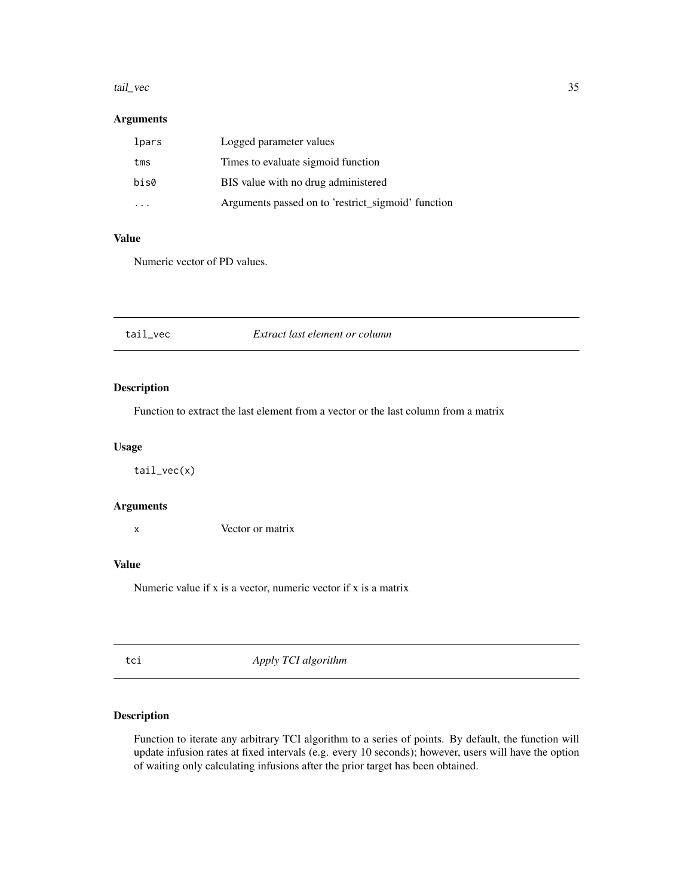### Arguments

| | |
|---|---|
| lpars | Logged parameter values |
| tms | Times to evaluate sigmoid function |
| bis0 | BIS value with no drug administered |
| ... | Arguments passed on to 'restrict_sigmoid' function |

### Value

Numeric vector of PD values.

---

## tail_vec *Extract last element or column*

---

### Description

Function to extract the last element from a vector or the last column from a matrix

### Usage

```
tail_vec(x)
```

### Arguments

| | |
|---|---|
| x | Vector or matrix |

### Value

Numeric value if x is a vector, numeric vector if x is a matrix

---

## tci *Apply TCI algorithm*

---

### Description

Function to iterate any arbitrary TCI algorithm to a series of points. By default, the function will update infusion rates at fixed intervals (e.g. every 10 seconds); however, users will have the option of waiting only calculating infusions after the prior target has been obtained.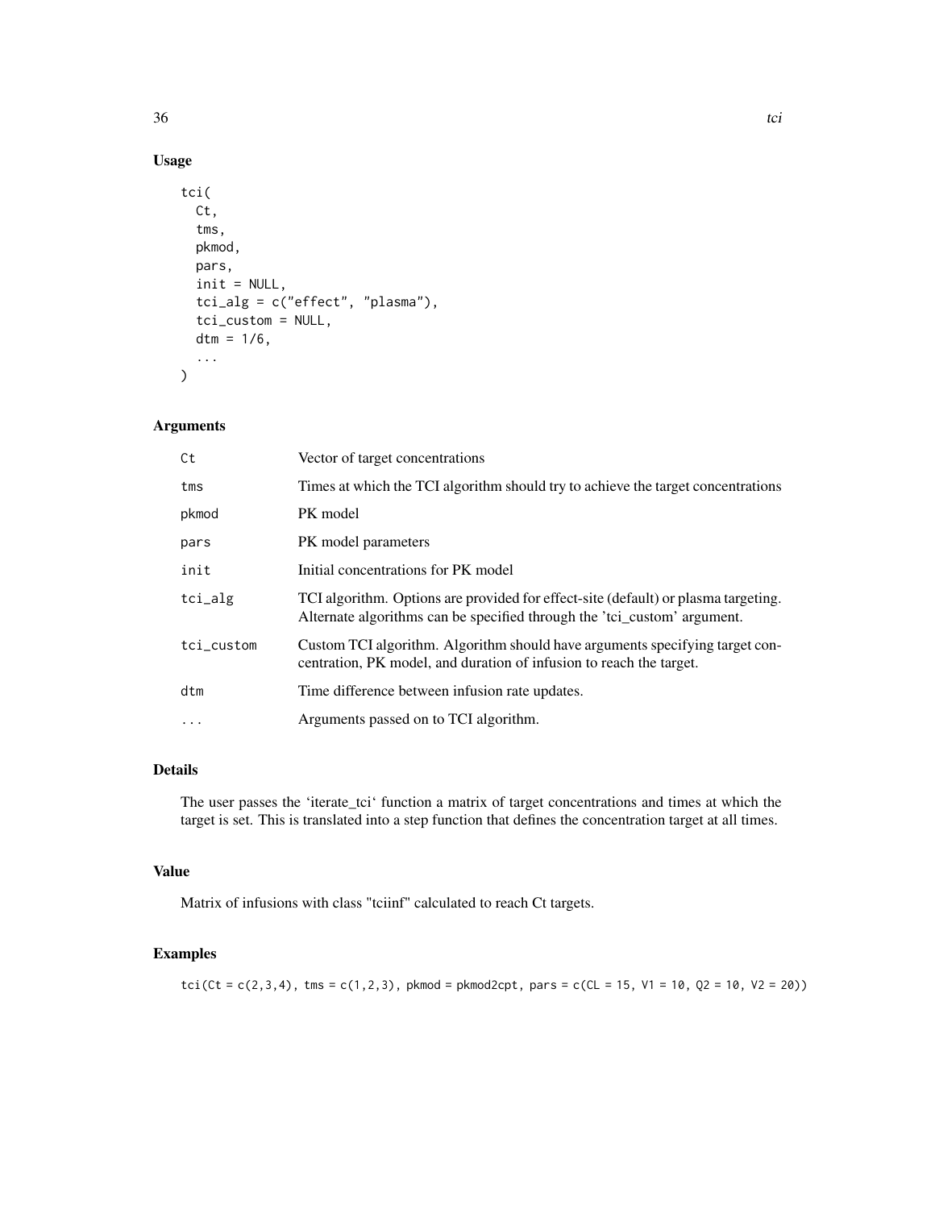## Usage

```
tci(
  Ct,
  tms,
  pkmod,
  pars,
  init = NULL,
  tci_alg = c("effect", "plasma"),
  tci_custom = NULL,
  dtm = 1/6,
  ...
)
```

## Arguments

| | |
|---|---|
| Ct | Vector of target concentrations |
| tms | Times at which the TCI algorithm should try to achieve the target concentrations |
| pkmod | PK model |
| pars | PK model parameters |
| init | Initial concentrations for PK model |
| tci_alg | TCI algorithm. Options are provided for effect-site (default) or plasma targeting. Alternate algorithms can be specified through the 'tci_custom' argument. |
| tci_custom | Custom TCI algorithm. Algorithm should have arguments specifying target concentration, PK model, and duration of infusion to reach the target. |
| dtm | Time difference between infusion rate updates. |
| ... | Arguments passed on to TCI algorithm. |

## Details

The user passes the 'iterate_tci' function a matrix of target concentrations and times at which the target is set. This is translated into a step function that defines the concentration target at all times.

## Value

Matrix of infusions with class "tciinf" calculated to reach Ct targets.

## Examples

```
tci(Ct = c(2,3,4), tms = c(1,2,3), pkmod = pkmod2cpt, pars = c(CL = 15, V1 = 10, Q2 = 10, V2 = 20))
```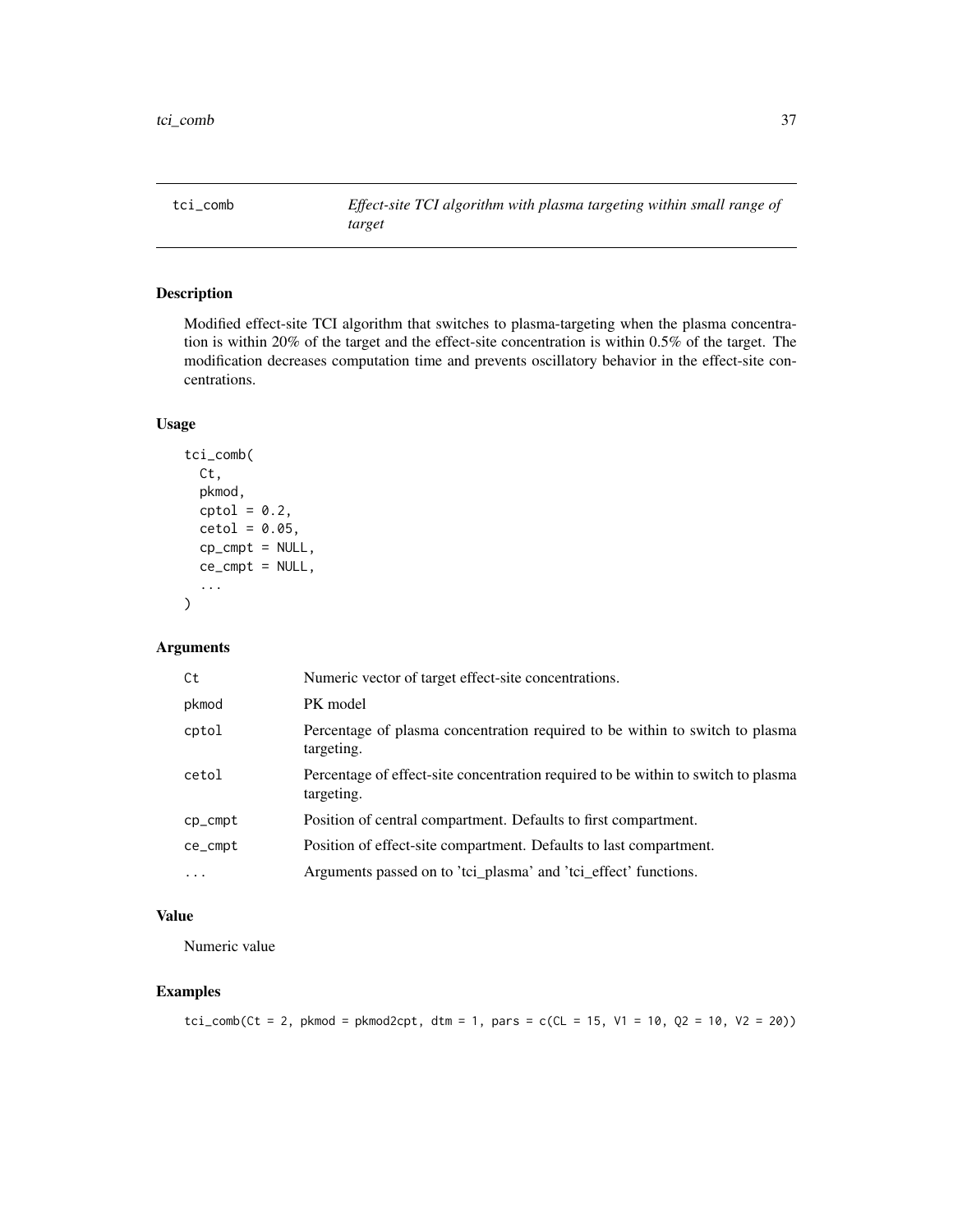## tci_comb — *Effect-site TCI algorithm with plasma targeting within small range of target*

### Description

Modified effect-site TCI algorithm that switches to plasma-targeting when the plasma concentration is within 20% of the target and the effect-site concentration is within 0.5% of the target. The modification decreases computation time and prevents oscillatory behavior in the effect-site concentrations.

### Usage

```
tci_comb(
  Ct,
  pkmod,
  cptol = 0.2,
  cetol = 0.05,
  cp_cmpt = NULL,
  ce_cmpt = NULL,
  ...
)
```

### Arguments

| | |
|---|---|
| Ct | Numeric vector of target effect-site concentrations. |
| pkmod | PK model |
| cptol | Percentage of plasma concentration required to be within to switch to plasma targeting. |
| cetol | Percentage of effect-site concentration required to be within to switch to plasma targeting. |
| cp_cmpt | Position of central compartment. Defaults to first compartment. |
| ce_cmpt | Position of effect-site compartment. Defaults to last compartment. |
| ... | Arguments passed on to 'tci_plasma' and 'tci_effect' functions. |

### Value

Numeric value

### Examples

```
tci_comb(Ct = 2, pkmod = pkmod2cpt, dtm = 1, pars = c(CL = 15, V1 = 10, Q2 = 10, V2 = 20))
```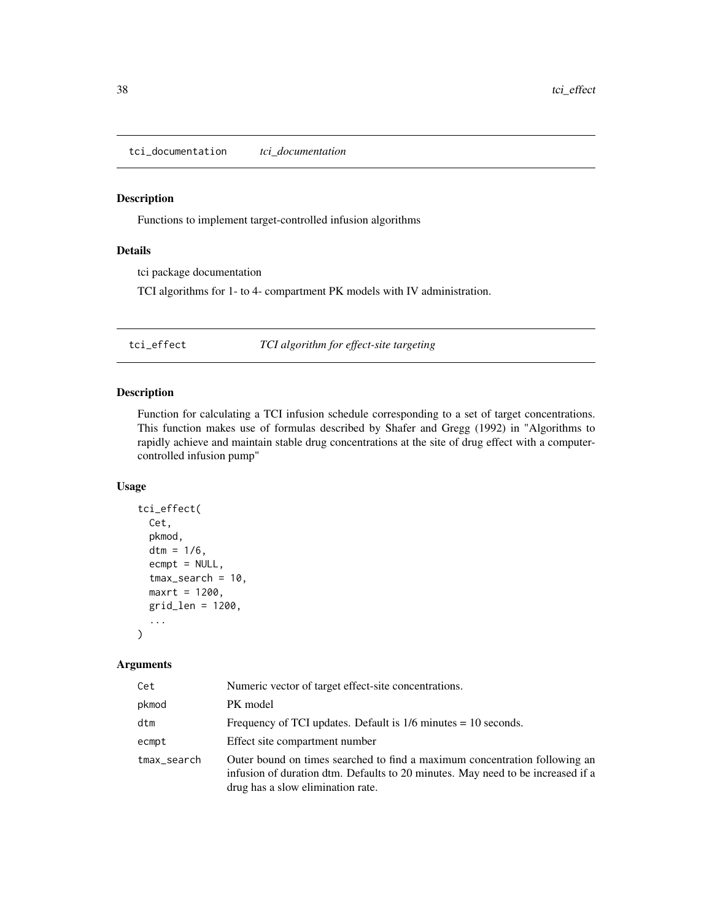## tci_documentation — *tci_documentation*

### Description

Functions to implement target-controlled infusion algorithms

### Details

tci package documentation

TCI algorithms for 1- to 4- compartment PK models with IV administration.

## tci_effect — *TCI algorithm for effect-site targeting*

### Description

Function for calculating a TCI infusion schedule corresponding to a set of target concentrations. This function makes use of formulas described by Shafer and Gregg (1992) in "Algorithms to rapidly achieve and maintain stable drug concentrations at the site of drug effect with a computer-controlled infusion pump"

### Usage

```
tci_effect(
  Cet,
  pkmod,
  dtm = 1/6,
  ecmpt = NULL,
  tmax_search = 10,
  maxrt = 1200,
  grid_len = 1200,
  ...
)
```

### Arguments

| | |
|---|---|
| Cet | Numeric vector of target effect-site concentrations. |
| pkmod | PK model |
| dtm | Frequency of TCI updates. Default is 1/6 minutes = 10 seconds. |
| ecmpt | Effect site compartment number |
| tmax_search | Outer bound on times searched to find a maximum concentration following an infusion of duration dtm. Defaults to 20 minutes. May need to be increased if a drug has a slow elimination rate. |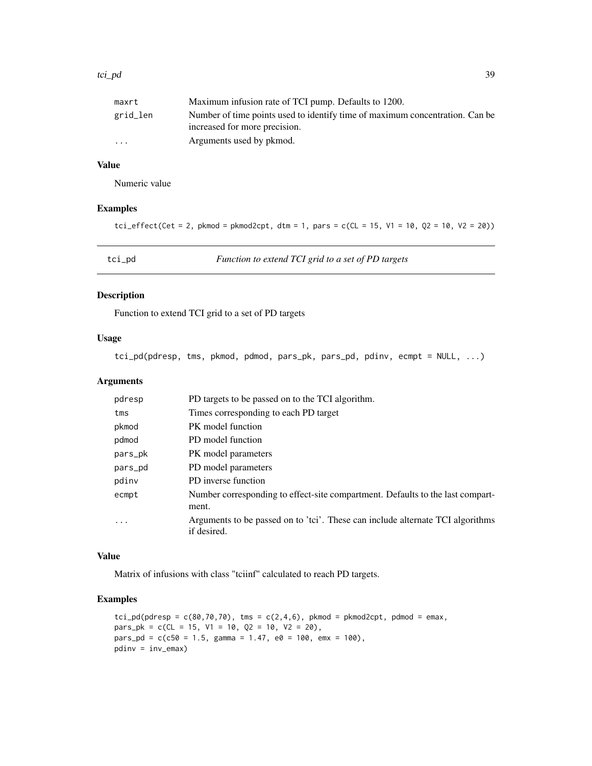| | |
|---|---|
| maxrt | Maximum infusion rate of TCI pump. Defaults to 1200. |
| grid_len | Number of time points used to identify time of maximum concentration. Can be increased for more precision. |
| ... | Arguments used by pkmod. |

### Value

Numeric value

### Examples

```
tci_effect(Cet = 2, pkmod = pkmod2cpt, dtm = 1, pars = c(CL = 15, V1 = 10, Q2 = 10, V2 = 20))
```

---

## tci_pd — *Function to extend TCI grid to a set of PD targets*

### Description

Function to extend TCI grid to a set of PD targets

### Usage

```
tci_pd(pdresp, tms, pkmod, pdmod, pars_pk, pars_pd, pdinv, ecmpt = NULL, ...)
```

### Arguments

| | |
|---|---|
| pdresp | PD targets to be passed on to the TCI algorithm. |
| tms | Times corresponding to each PD target |
| pkmod | PK model function |
| pdmod | PD model function |
| pars_pk | PK model parameters |
| pars_pd | PD model parameters |
| pdinv | PD inverse function |
| ecmpt | Number corresponding to effect-site compartment. Defaults to the last compartment. |
| ... | Arguments to be passed on to 'tci'. These can include alternate TCI algorithms if desired. |

### Value

Matrix of infusions with class "tciinf" calculated to reach PD targets.

### Examples

```
tci_pd(pdresp = c(80,70,70), tms = c(2,4,6), pkmod = pkmod2cpt, pdmod = emax,
pars_pk = c(CL = 15, V1 = 10, Q2 = 10, V2 = 20),
pars_pd = c(c50 = 1.5, gamma = 1.47, e0 = 100, emx = 100),
pdinv = inv_emax)
```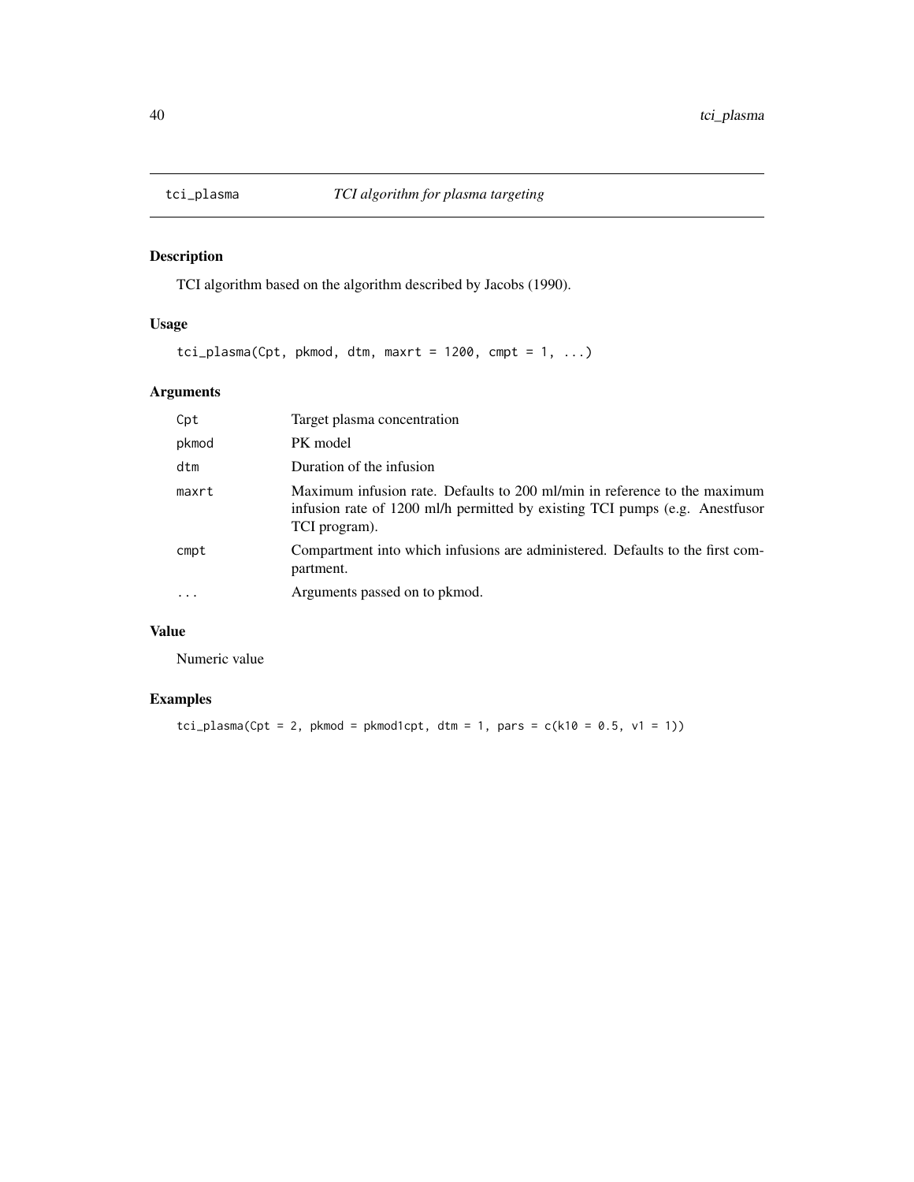# tci_plasma *TCI algorithm for plasma targeting*

## Description

TCI algorithm based on the algorithm described by Jacobs (1990).

## Usage

```
tci_plasma(Cpt, pkmod, dtm, maxrt = 1200, cmpt = 1, ...)
```

## Arguments

| | |
|---|---|
| `Cpt` | Target plasma concentration |
| `pkmod` | PK model |
| `dtm` | Duration of the infusion |
| `maxrt` | Maximum infusion rate. Defaults to 200 ml/min in reference to the maximum infusion rate of 1200 ml/h permitted by existing TCI pumps (e.g. Anestfusor TCI program). |
| `cmpt` | Compartment into which infusions are administered. Defaults to the first compartment. |
| `...` | Arguments passed on to pkmod. |

## Value

Numeric value

## Examples

```
tci_plasma(Cpt = 2, pkmod = pkmod1cpt, dtm = 1, pars = c(k10 = 0.5, v1 = 1))
```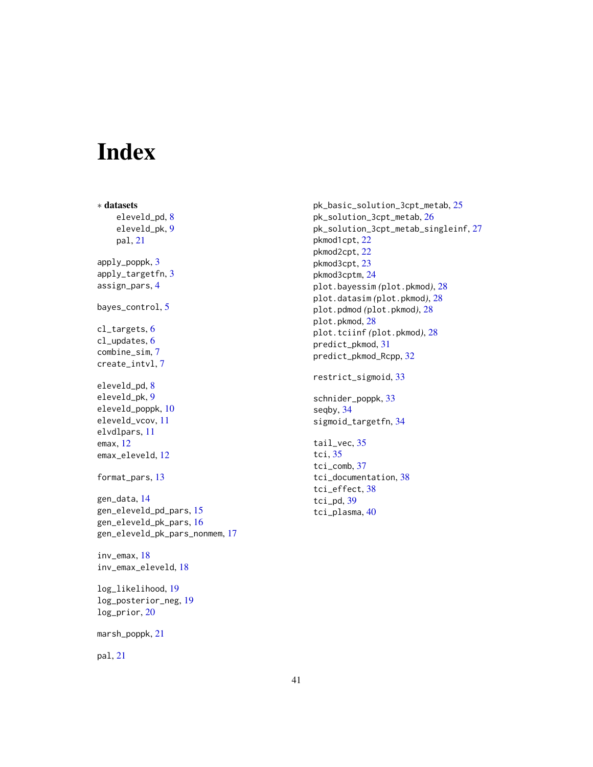# Index

∗ **datasets**

eleveld_pd, 8
eleveld_pk, 9
pal, 21

apply_poppk, 3
apply_targetfn, 3
assign_pars, 4

bayes_control, 5

cl_targets, 6
cl_updates, 6
combine_sim, 7
create_intvl, 7

eleveld_pd, 8
eleveld_pk, 9
eleveld_poppk, 10
eleveld_vcov, 11
elvdlpars, 11
emax, 12
emax_eleveld, 12

format_pars, 13

gen_data, 14
gen_eleveld_pd_pars, 15
gen_eleveld_pk_pars, 16
gen_eleveld_pk_pars_nonmem, 17

inv_emax, 18
inv_emax_eleveld, 18

log_likelihood, 19
log_posterior_neg, 19
log_prior, 20

marsh_poppk, 21

pal, 21
pk_basic_solution_3cpt_metab, 25
pk_solution_3cpt_metab, 26
pk_solution_3cpt_metab_singleinf, 27
pkmod1cpt, 22
pkmod2cpt, 22
pkmod3cpt, 23
pkmod3cptm, 24
plot.bayessim *(plot.pkmod)*, 28
plot.datasim *(plot.pkmod)*, 28
plot.pdmod *(plot.pkmod)*, 28
plot.pkmod, 28
plot.tciinf *(plot.pkmod)*, 28
predict_pkmod, 31
predict_pkmod_Rcpp, 32

restrict_sigmoid, 33

schnider_poppk, 33
seqby, 34
sigmoid_targetfn, 34

tail_vec, 35
tci, 35
tci_comb, 37
tci_documentation, 38
tci_effect, 38
tci_pd, 39
tci_plasma, 40